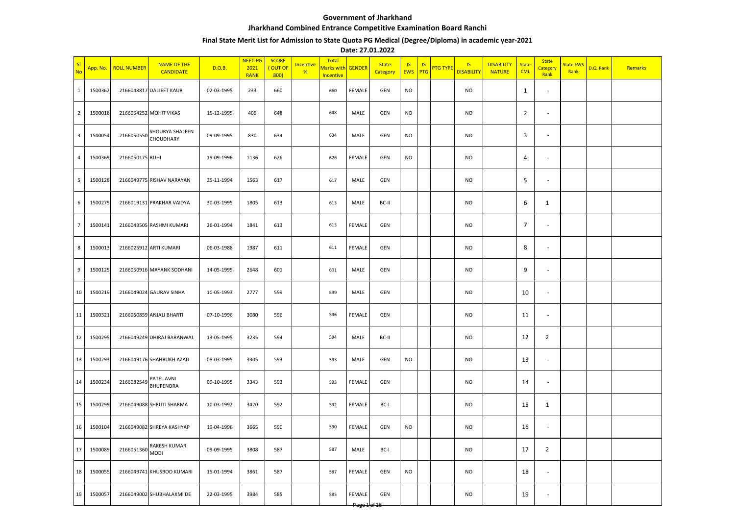# Government of Jharkhand

## Jharkhand Combined Entrance Competitive Examination Board Ranchi

### Final State Merit List for Admission to State Quota PG Medical (Degree/Diploma) in academic year-2021

**Date: 27.01.2022**

| Sl No | App. No. | ROLL NUMBER | NAME OF THE CANDIDATE | D.O.B. | NEET-PG 2021 RANK | SCORE ( OUT OF 800) | Incentive % | Total Marks with Incentive | GENDER | State Category | IS EWS | IS PTG | PTG TYPE | IS DISABILITY | DISABILITY NATURE | State CML | State Category Rank | State EWS Rank | D.Q. Rank | Remarks |
|---|---|---|---|---|---|---|---|---|---|---|---|---|---|---|---|---|---|---|---|---|
| 1 | 1500362 | 2166048817 | DALJEET KAUR | 02-03-1995 | 233 | 660 | | 660 | FEMALE | GEN | NO | | | NO | | 1 | - | | | |
| 2 | 1500018 | 2166054252 | MOHIT VIKAS | 15-12-1995 | 409 | 648 | | 648 | MALE | GEN | NO | | | NO | | 2 | - | | | |
| 3 | 1500054 | 2166050550 | SHOURYA SHALEEN CHOUDHARY | 09-09-1995 | 830 | 634 | | 634 | MALE | GEN | NO | | | NO | | 3 | - | | | |
| 4 | 1500369 | 2166050175 | RUHI | 19-09-1996 | 1136 | 626 | | 626 | FEMALE | GEN | NO | | | NO | | 4 | - | | | |
| 5 | 1500128 | 2166049775 | RISHAV NARAYAN | 25-11-1994 | 1563 | 617 | | 617 | MALE | GEN | | | | NO | | 5 | - | | | |
| 6 | 1500275 | 2166019131 | PRAKHAR VAIDYA | 30-03-1995 | 1805 | 613 | | 613 | MALE | BC-II | | | | NO | | 6 | 1 | | | |
| 7 | 1500141 | 2166043505 | RASHMI KUMARI | 26-01-1994 | 1841 | 613 | | 613 | FEMALE | GEN | | | | NO | | 7 | - | | | |
| 8 | 1500013 | 2166025912 | ARTI KUMARI | 06-03-1988 | 1987 | 611 | | 611 | FEMALE | GEN | | | | NO | | 8 | - | | | |
| 9 | 1500125 | 2166050916 | MAYANK SODHANI | 14-05-1995 | 2648 | 601 | | 601 | MALE | GEN | | | | NO | | 9 | - | | | |
| 10 | 1500219 | 2166049024 | GAURAV SINHA | 10-05-1993 | 2777 | 599 | | 599 | MALE | GEN | | | | NO | | 10 | - | | | |
| 11 | 1500321 | 2166050859 | ANJALI BHARTI | 07-10-1996 | 3080 | 596 | | 596 | FEMALE | GEN | | | | NO | | 11 | - | | | |
| 12 | 1500295 | 2166049249 | DHIRAJ BARANWAL | 13-05-1995 | 3235 | 594 | | 594 | MALE | BC-II | | | | NO | | 12 | 2 | | | |
| 13 | 1500293 | 2166049176 | SHAHRUKH AZAD | 08-03-1995 | 3305 | 593 | | 593 | MALE | GEN | NO | | | NO | | 13 | - | | | |
| 14 | 1500234 | 2166082549 | PATEL AVNI BHUPENDRA | 09-10-1995 | 3343 | 593 | | 593 | FEMALE | GEN | | | | NO | | 14 | - | | | |
| 15 | 1500299 | 2166049088 | SHRUTI SHARMA | 10-03-1992 | 3420 | 592 | | 592 | FEMALE | BC-I | | | | NO | | 15 | 1 | | | |
| 16 | 1500104 | 2166049082 | SHREYA KASHYAP | 19-04-1996 | 3665 | 590 | | 590 | FEMALE | GEN | NO | | | NO | | 16 | - | | | |
| 17 | 1500089 | 2166051360 | RAKESH KUMAR MODI | 09-09-1995 | 3808 | 587 | | 587 | MALE | BC-I | | | | NO | | 17 | 2 | | | |
| 18 | 1500055 | 2166049741 | KHUSBOO KUMARI | 15-01-1994 | 3861 | 587 | | 587 | FEMALE | GEN | NO | | | NO | | 18 | - | | | |
| 19 | 1500057 | 2166049002 | SHUBHALAXMI DE | 22-03-1995 | 3984 | 585 | | 585 | FEMALE | GEN | | | | NO | | 19 | - | | | |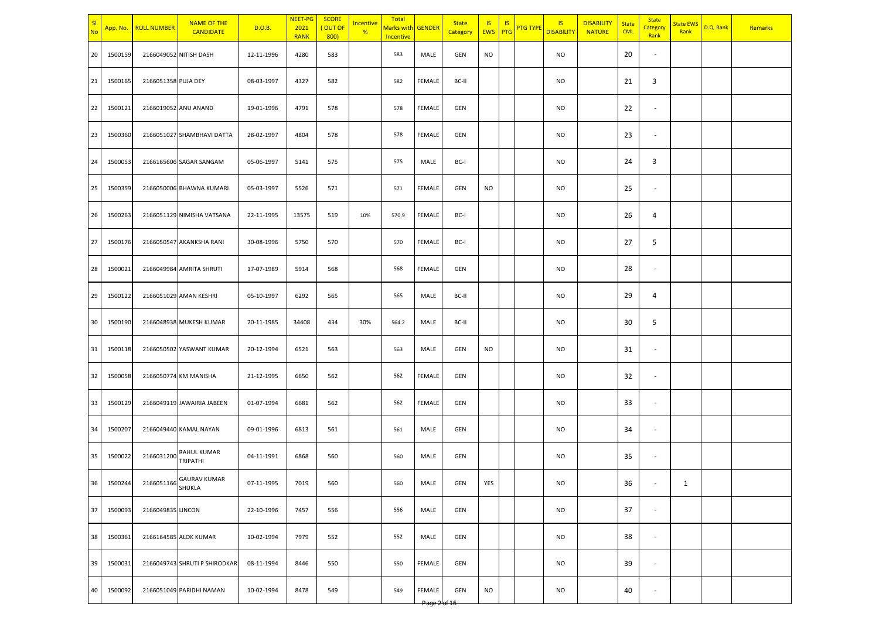| Sl No | App. No. | ROLL NUMBER | NAME OF THE CANDIDATE | D.O.B. | NEET-PG 2021 RANK | SCORE ( OUT OF 800) | Incentive % | Total Marks with Incentive | GENDER | State Category | IS EWS | IS PTG | PTG TYPE | IS DISABILITY | DISABILITY NATURE | State CML | State Category Rank | State EWS Rank | D.Q. Rank | Remarks |
|---|---|---|---|---|---|---|---|---|---|---|---|---|---|---|---|---|---|---|---|---|
| 20 | 1500159 | 2166049052 | NITISH DASH | 12-11-1996 | 4280 | 583 | | 583 | MALE | GEN | NO | | | NO | | 20 | - | | | |
| 21 | 1500165 | 2166051358 | PUJA DEY | 08-03-1997 | 4327 | 582 | | 582 | FEMALE | BC-II | | | | NO | | 21 | 3 | | | |
| 22 | 1500121 | 2166019052 | ANU ANAND | 19-01-1996 | 4791 | 578 | | 578 | FEMALE | GEN | | | | NO | | 22 | - | | | |
| 23 | 1500360 | 2166051027 | SHAMBHAVI DATTA | 28-02-1997 | 4804 | 578 | | 578 | FEMALE | GEN | | | | NO | | 23 | - | | | |
| 24 | 1500053 | 2166165606 | SAGAR SANGAM | 05-06-1997 | 5141 | 575 | | 575 | MALE | BC-I | | | | NO | | 24 | 3 | | | |
| 25 | 1500359 | 2166050006 | BHAWNA KUMARI | 05-03-1997 | 5526 | 571 | | 571 | FEMALE | GEN | NO | | | NO | | 25 | - | | | |
| 26 | 1500263 | 2166051129 | NIMISHA VATSANA | 22-11-1995 | 13575 | 519 | 10% | 570.9 | FEMALE | BC-I | | | | NO | | 26 | 4 | | | |
| 27 | 1500176 | 2166050547 | AKANKSHA RANI | 30-08-1996 | 5750 | 570 | | 570 | FEMALE | BC-I | | | | NO | | 27 | 5 | | | |
| 28 | 1500021 | 2166049984 | AMRITA SHRUTI | 17-07-1989 | 5914 | 568 | | 568 | FEMALE | GEN | | | | NO | | 28 | - | | | |
| 29 | 1500122 | 2166051029 | AMAN KESHRI | 05-10-1997 | 6292 | 565 | | 565 | MALE | BC-II | | | | NO | | 29 | 4 | | | |
| 30 | 1500190 | 2166048938 | MUKESH KUMAR | 20-11-1985 | 34408 | 434 | 30% | 564.2 | MALE | BC-II | | | | NO | | 30 | 5 | | | |
| 31 | 1500118 | 2166050502 | YASWANT KUMAR | 20-12-1994 | 6521 | 563 | | 563 | MALE | GEN | NO | | | NO | | 31 | - | | | |
| 32 | 1500058 | 2166050774 | KM MANISHA | 21-12-1995 | 6650 | 562 | | 562 | FEMALE | GEN | | | | NO | | 32 | - | | | |
| 33 | 1500129 | 2166049119 | JAWAIRIA JABEEN | 01-07-1994 | 6681 | 562 | | 562 | FEMALE | GEN | | | | NO | | 33 | - | | | |
| 34 | 1500207 | 2166049440 | KAMAL NAYAN | 09-01-1996 | 6813 | 561 | | 561 | MALE | GEN | | | | NO | | 34 | - | | | |
| 35 | 1500022 | 2166031200 | RAHUL KUMAR TRIPATHI | 04-11-1991 | 6868 | 560 | | 560 | MALE | GEN | | | | NO | | 35 | - | | | |
| 36 | 1500244 | 2166051166 | GAURAV KUMAR SHUKLA | 07-11-1995 | 7019 | 560 | | 560 | MALE | GEN | YES | | | NO | | 36 | - | 1 | | |
| 37 | 1500093 | 2166049835 | LINCON | 22-10-1996 | 7457 | 556 | | 556 | MALE | GEN | | | | NO | | 37 | - | | | |
| 38 | 1500361 | 2166164585 | ALOK KUMAR | 10-02-1994 | 7979 | 552 | | 552 | MALE | GEN | | | | NO | | 38 | - | | | |
| 39 | 1500031 | 2166049743 | SHRUTI P SHIRODKAR | 08-11-1994 | 8446 | 550 | | 550 | FEMALE | GEN | | | | NO | | 39 | - | | | |
| 40 | 1500092 | 2166051049 | PARIDHI NAMAN | 10-02-1994 | 8478 | 549 | | 549 | FEMALE | GEN | NO | | | NO | | 40 | - | | | |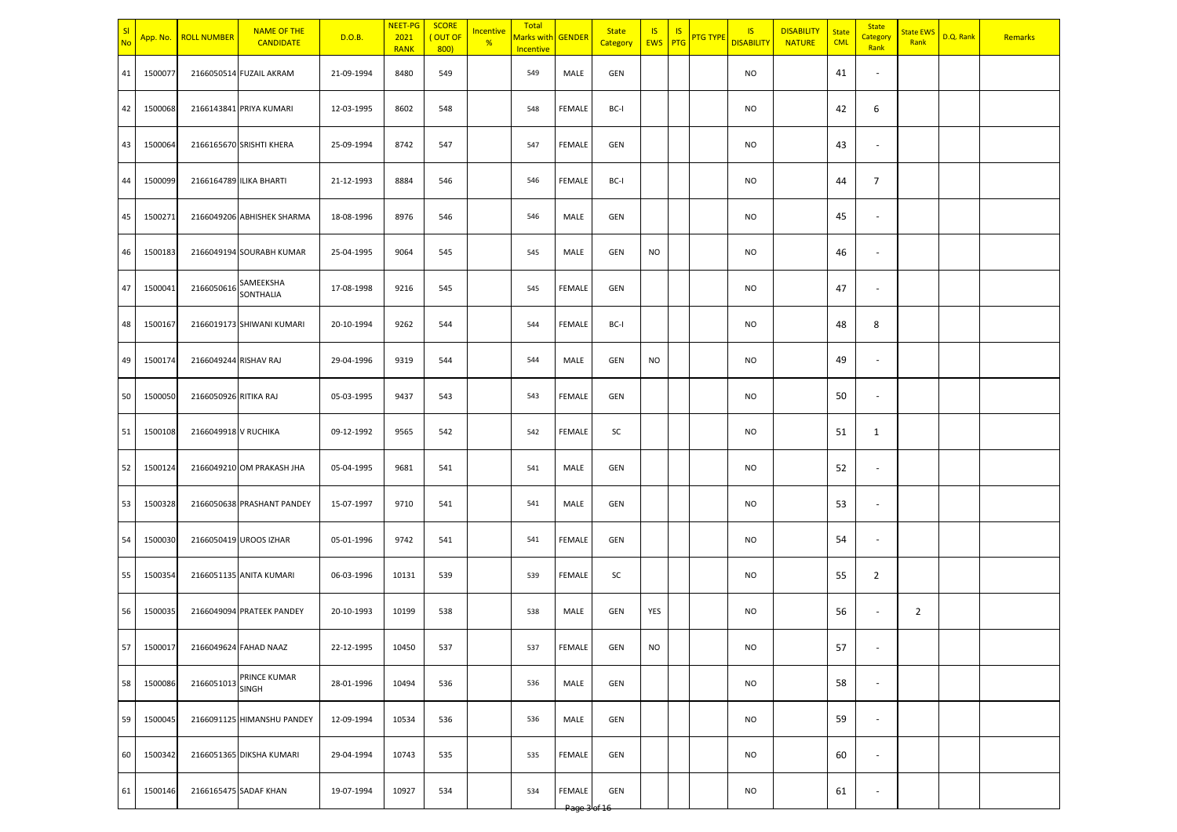| Sl No | App. No. | ROLL NUMBER | NAME OF THE CANDIDATE | D.O.B. | NEET-PG 2021 RANK | SCORE ( OUT OF 800) | Incentive % | Total Marks with Incentive | GENDER | State Category | IS EWS | IS PTG | PTG TYPE | IS DISABILITY | DISABILITY NATURE | State CML | State Category Rank | State EWS Rank | D.Q. Rank | Remarks |
|---|---|---|---|---|---|---|---|---|---|---|---|---|---|---|---|---|---|---|---|---|
| 41 | 1500077 | 2166050514 | FUZAIL AKRAM | 21-09-1994 | 8480 | 549 | | 549 | MALE | GEN | | | | NO | | 41 | - | | | |
| 42 | 1500068 | 2166143841 | PRIYA KUMARI | 12-03-1995 | 8602 | 548 | | 548 | FEMALE | BC-I | | | | NO | | 42 | 6 | | | |
| 43 | 1500064 | 2166165670 | SRISHTI KHERA | 25-09-1994 | 8742 | 547 | | 547 | FEMALE | GEN | | | | NO | | 43 | - | | | |
| 44 | 1500099 | 2166164789 | ILIKA BHARTI | 21-12-1993 | 8884 | 546 | | 546 | FEMALE | BC-I | | | | NO | | 44 | 7 | | | |
| 45 | 1500271 | 2166049206 | ABHISHEK SHARMA | 18-08-1996 | 8976 | 546 | | 546 | MALE | GEN | | | | NO | | 45 | - | | | |
| 46 | 1500183 | 2166049194 | SOURABH KUMAR | 25-04-1995 | 9064 | 545 | | 545 | MALE | GEN | NO | | | NO | | 46 | - | | | |
| 47 | 1500041 | 2166050616 | SAMEEKSHA SONTHALIA | 17-08-1998 | 9216 | 545 | | 545 | FEMALE | GEN | | | | NO | | 47 | - | | | |
| 48 | 1500167 | 2166019173 | SHIWANI KUMARI | 20-10-1994 | 9262 | 544 | | 544 | FEMALE | BC-I | | | | NO | | 48 | 8 | | | |
| 49 | 1500174 | 2166049244 | RISHAV RAJ | 29-04-1996 | 9319 | 544 | | 544 | MALE | GEN | NO | | | NO | | 49 | - | | | |
| 50 | 1500050 | 2166050926 | RITIKA RAJ | 05-03-1995 | 9437 | 543 | | 543 | FEMALE | GEN | | | | NO | | 50 | - | | | |
| 51 | 1500108 | 2166049918 | V RUCHIKA | 09-12-1992 | 9565 | 542 | | 542 | FEMALE | SC | | | | NO | | 51 | 1 | | | |
| 52 | 1500124 | 2166049210 | OM PRAKASH JHA | 05-04-1995 | 9681 | 541 | | 541 | MALE | GEN | | | | NO | | 52 | - | | | |
| 53 | 1500328 | 2166050638 | PRASHANT PANDEY | 15-07-1997 | 9710 | 541 | | 541 | MALE | GEN | | | | NO | | 53 | - | | | |
| 54 | 1500030 | 2166050419 | UROOS IZHAR | 05-01-1996 | 9742 | 541 | | 541 | FEMALE | GEN | | | | NO | | 54 | - | | | |
| 55 | 1500354 | 2166051135 | ANITA KUMARI | 06-03-1996 | 10131 | 539 | | 539 | FEMALE | SC | | | | NO | | 55 | 2 | | | |
| 56 | 1500035 | 2166049094 | PRATEEK PANDEY | 20-10-1993 | 10199 | 538 | | 538 | MALE | GEN | YES | | | NO | | 56 | - | 2 | | |
| 57 | 1500017 | 2166049624 | FAHAD NAAZ | 22-12-1995 | 10450 | 537 | | 537 | FEMALE | GEN | NO | | | NO | | 57 | - | | | |
| 58 | 1500086 | 2166051013 | PRINCE KUMAR SINGH | 28-01-1996 | 10494 | 536 | | 536 | MALE | GEN | | | | NO | | 58 | - | | | |
| 59 | 1500045 | 2166091125 | HIMANSHU PANDEY | 12-09-1994 | 10534 | 536 | | 536 | MALE | GEN | | | | NO | | 59 | - | | | |
| 60 | 1500342 | 2166051365 | DIKSHA KUMARI | 29-04-1994 | 10743 | 535 | | 535 | FEMALE | GEN | | | | NO | | 60 | - | | | |
| 61 | 1500146 | 2166165475 | SADAF KHAN | 19-07-1994 | 10927 | 534 | | 534 | FEMALE | GEN | | | | NO | | 61 | - | | | |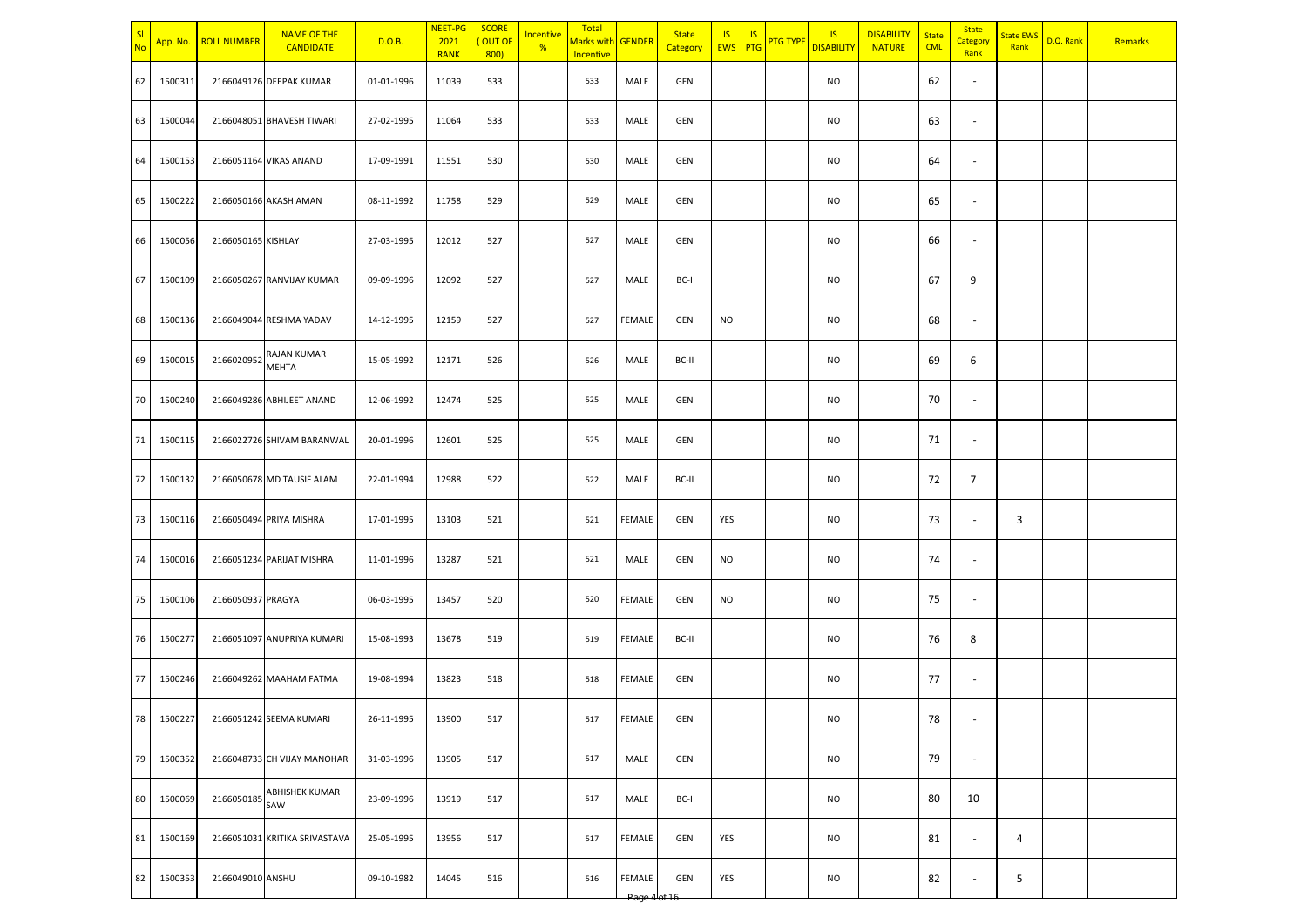| Sl No | App. No. | ROLL NUMBER | NAME OF THE CANDIDATE | D.O.B. | NEET-PG 2021 RANK | SCORE ( OUT OF 800) | Incentive % | Total Marks with Incentive | GENDER | State Category | IS EWS | IS PTG | PTG TYPE | IS DISABILITY | DISABILITY NATURE | State CML | State Category Rank | State EWS Rank | D.Q. Rank | Remarks |
|---|---|---|---|---|---|---|---|---|---|---|---|---|---|---|---|---|---|---|---|---|
| 62 | 1500311 | 2166049126 | DEEPAK KUMAR | 01-01-1996 | 11039 | 533 | | 533 | MALE | GEN | | | | NO | | 62 | - | | | |
| 63 | 1500044 | 2166048051 | BHAVESH TIWARI | 27-02-1995 | 11064 | 533 | | 533 | MALE | GEN | | | | NO | | 63 | - | | | |
| 64 | 1500153 | 2166051164 | VIKAS ANAND | 17-09-1991 | 11551 | 530 | | 530 | MALE | GEN | | | | NO | | 64 | - | | | |
| 65 | 1500222 | 2166050166 | AKASH AMAN | 08-11-1992 | 11758 | 529 | | 529 | MALE | GEN | | | | NO | | 65 | - | | | |
| 66 | 1500056 | 2166050165 | KISHLAY | 27-03-1995 | 12012 | 527 | | 527 | MALE | GEN | | | | NO | | 66 | - | | | |
| 67 | 1500109 | 2166050267 | RANVIJAY KUMAR | 09-09-1996 | 12092 | 527 | | 527 | MALE | BC-I | | | | NO | | 67 | 9 | | | |
| 68 | 1500136 | 2166049044 | RESHMA YADAV | 14-12-1995 | 12159 | 527 | | 527 | FEMALE | GEN | NO | | | NO | | 68 | - | | | |
| 69 | 1500015 | 2166020952 | RAJAN KUMAR MEHTA | 15-05-1992 | 12171 | 526 | | 526 | MALE | BC-II | | | | NO | | 69 | 6 | | | |
| 70 | 1500240 | 2166049286 | ABHIJEET ANAND | 12-06-1992 | 12474 | 525 | | 525 | MALE | GEN | | | | NO | | 70 | - | | | |
| 71 | 1500115 | 2166022726 | SHIVAM BARANWAL | 20-01-1996 | 12601 | 525 | | 525 | MALE | GEN | | | | NO | | 71 | - | | | |
| 72 | 1500132 | 2166050678 | MD TAUSIF ALAM | 22-01-1994 | 12988 | 522 | | 522 | MALE | BC-II | | | | NO | | 72 | 7 | | | |
| 73 | 1500116 | 2166050494 | PRIYA MISHRA | 17-01-1995 | 13103 | 521 | | 521 | FEMALE | GEN | YES | | | NO | | 73 | - | 3 | | |
| 74 | 1500016 | 2166051234 | PARIJAT MISHRA | 11-01-1996 | 13287 | 521 | | 521 | MALE | GEN | NO | | | NO | | 74 | - | | | |
| 75 | 1500106 | 2166050937 | PRAGYA | 06-03-1995 | 13457 | 520 | | 520 | FEMALE | GEN | NO | | | NO | | 75 | - | | | |
| 76 | 1500277 | 2166051097 | ANUPRIYA KUMARI | 15-08-1993 | 13678 | 519 | | 519 | FEMALE | BC-II | | | | NO | | 76 | 8 | | | |
| 77 | 1500246 | 2166049262 | MAAHAM FATMA | 19-08-1994 | 13823 | 518 | | 518 | FEMALE | GEN | | | | NO | | 77 | - | | | |
| 78 | 1500227 | 2166051242 | SEEMA KUMARI | 26-11-1995 | 13900 | 517 | | 517 | FEMALE | GEN | | | | NO | | 78 | - | | | |
| 79 | 1500352 | 2166048733 | CH VIJAY MANOHAR | 31-03-1996 | 13905 | 517 | | 517 | MALE | GEN | | | | NO | | 79 | - | | | |
| 80 | 1500069 | 2166050185 | ABHISHEK KUMAR SAW | 23-09-1996 | 13919 | 517 | | 517 | MALE | BC-I | | | | NO | | 80 | 10 | | | |
| 81 | 1500169 | 2166051031 | KRITIKA SRIVASTAVA | 25-05-1995 | 13956 | 517 | | 517 | FEMALE | GEN | YES | | | NO | | 81 | - | 4 | | |
| 82 | 1500353 | 2166049010 | ANSHU | 09-10-1982 | 14045 | 516 | | 516 | FEMALE | GEN | YES | | | NO | | 82 | - | 5 | | |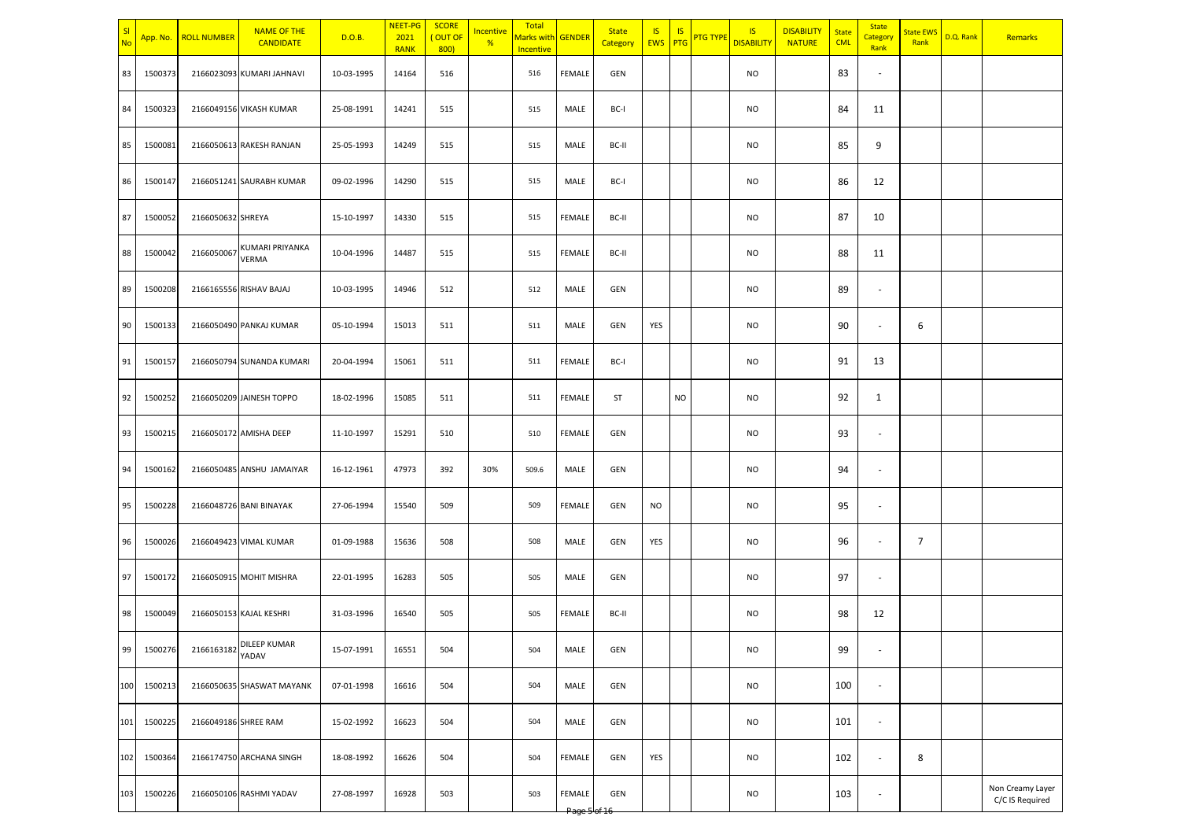| Sl No | App. No. | ROLL NUMBER | NAME OF THE CANDIDATE | D.O.B. | NEET-PG 2021 RANK | SCORE ( OUT OF 800) | Incentive % | Total Marks with Incentive | GENDER | State Category | IS EWS | IS PTG | PTG TYPE | IS DISABILITY | DISABILITY NATURE | State CML | State Category Rank | State EWS Rank | D.Q. Rank | Remarks |
|---|---|---|---|---|---|---|---|---|---|---|---|---|---|---|---|---|---|---|---|---|
| 83 | 1500373 | 2166023093 | KUMARI JAHNAVI | 10-03-1995 | 14164 | 516 | | 516 | FEMALE | GEN | | | | NO | | 83 | - | | | |
| 84 | 1500323 | 2166049156 | VIKASH KUMAR | 25-08-1991 | 14241 | 515 | | 515 | MALE | BC-I | | | | NO | | 84 | 11 | | | |
| 85 | 1500081 | 2166050613 | RAKESH RANJAN | 25-05-1993 | 14249 | 515 | | 515 | MALE | BC-II | | | | NO | | 85 | 9 | | | |
| 86 | 1500147 | 2166051241 | SAURABH KUMAR | 09-02-1996 | 14290 | 515 | | 515 | MALE | BC-I | | | | NO | | 86 | 12 | | | |
| 87 | 1500052 | 2166050632 | SHREYA | 15-10-1997 | 14330 | 515 | | 515 | FEMALE | BC-II | | | | NO | | 87 | 10 | | | |
| 88 | 1500042 | 2166050067 | KUMARI PRIYANKA VERMA | 10-04-1996 | 14487 | 515 | | 515 | FEMALE | BC-II | | | | NO | | 88 | 11 | | | |
| 89 | 1500208 | 2166165556 | RISHAV BAJAJ | 10-03-1995 | 14946 | 512 | | 512 | MALE | GEN | | | | NO | | 89 | - | | | |
| 90 | 1500133 | 2166050490 | PANKAJ KUMAR | 05-10-1994 | 15013 | 511 | | 511 | MALE | GEN | YES | | | NO | | 90 | - | 6 | | |
| 91 | 1500157 | 2166050794 | SUNANDA KUMARI | 20-04-1994 | 15061 | 511 | | 511 | FEMALE | BC-I | | | | NO | | 91 | 13 | | | |
| 92 | 1500252 | 2166050209 | JAINESH TOPPO | 18-02-1996 | 15085 | 511 | | 511 | FEMALE | ST | | NO | | NO | | 92 | 1 | | | |
| 93 | 1500215 | 2166050172 | AMISHA DEEP | 11-10-1997 | 15291 | 510 | | 510 | FEMALE | GEN | | | | NO | | 93 | - | | | |
| 94 | 1500162 | 2166050485 | ANSHU JAMAIYAR | 16-12-1961 | 47973 | 392 | 30% | 509.6 | MALE | GEN | | | | NO | | 94 | - | | | |
| 95 | 1500228 | 2166048726 | BANI BINAYAK | 27-06-1994 | 15540 | 509 | | 509 | FEMALE | GEN | NO | | | NO | | 95 | - | | | |
| 96 | 1500026 | 2166049423 | VIMAL KUMAR | 01-09-1988 | 15636 | 508 | | 508 | MALE | GEN | YES | | | NO | | 96 | - | 7 | | |
| 97 | 1500172 | 2166050915 | MOHIT MISHRA | 22-01-1995 | 16283 | 505 | | 505 | MALE | GEN | | | | NO | | 97 | - | | | |
| 98 | 1500049 | 2166050153 | KAJAL KESHRI | 31-03-1996 | 16540 | 505 | | 505 | FEMALE | BC-II | | | | NO | | 98 | 12 | | | |
| 99 | 1500276 | 2166163182 | DILEEP KUMAR YADAV | 15-07-1991 | 16551 | 504 | | 504 | MALE | GEN | | | | NO | | 99 | - | | | |
| 100 | 1500213 | 2166050635 | SHASWAT MAYANK | 07-01-1998 | 16616 | 504 | | 504 | MALE | GEN | | | | NO | | 100 | - | | | |
| 101 | 1500225 | 2166049186 | SHREE RAM | 15-02-1992 | 16623 | 504 | | 504 | MALE | GEN | | | | NO | | 101 | - | | | |
| 102 | 1500364 | 2166174750 | ARCHANA SINGH | 18-08-1992 | 16626 | 504 | | 504 | FEMALE | GEN | YES | | | NO | | 102 | - | 8 | | |
| 103 | 1500226 | 2166050106 | RASHMI YADAV | 27-08-1997 | 16928 | 503 | | 503 | FEMALE | GEN | | | | NO | | 103 | - | | | Non Creamy Layer C/C IS Required |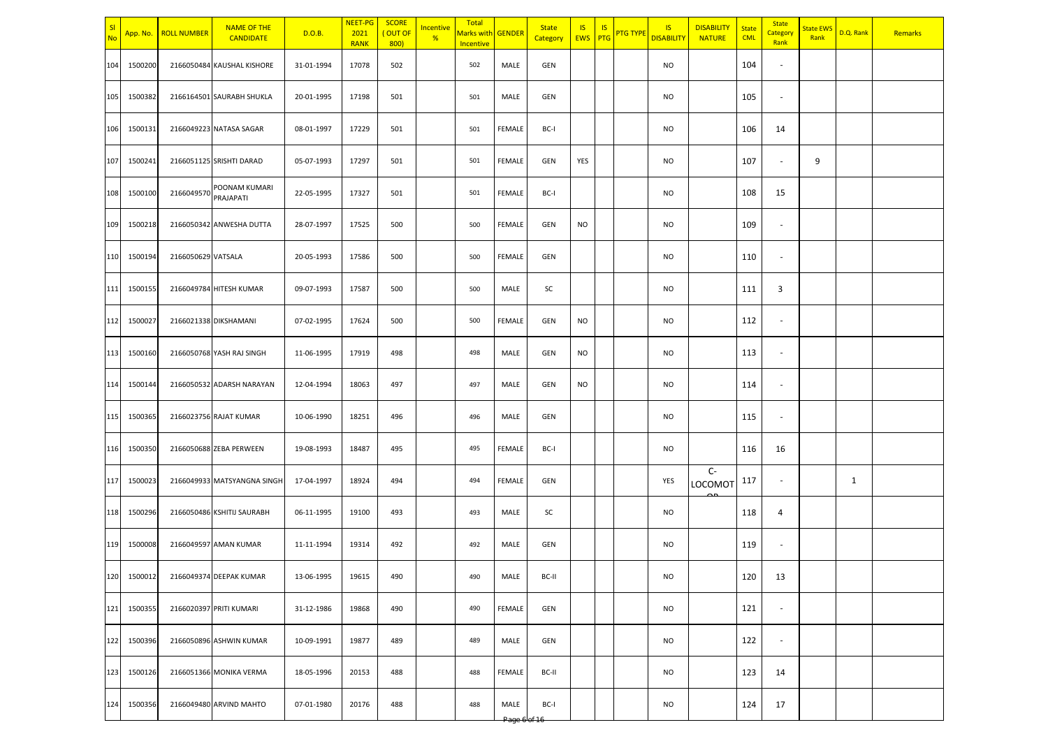| Sl No | App. No. | ROLL NUMBER | NAME OF THE CANDIDATE | D.O.B. | NEET-PG 2021 RANK | SCORE ( OUT OF 800) | Incentive % | Total Marks with Incentive | GENDER | State Category | IS EWS | IS PTG | PTG TYPE | IS DISABILITY | DISABILITY NATURE | State CML | State Category Rank | State EWS Rank | D.Q. Rank | Remarks |
|---|---|---|---|---|---|---|---|---|---|---|---|---|---|---|---|---|---|---|---|---|
| 104 | 1500200 | 2166050484 | KAUSHAL KISHORE | 31-01-1994 | 17078 | 502 | | 502 | MALE | GEN | | | | NO | | 104 | - | | | |
| 105 | 1500382 | 2166164501 | SAURABH SHUKLA | 20-01-1995 | 17198 | 501 | | 501 | MALE | GEN | | | | NO | | 105 | - | | | |
| 106 | 1500131 | 2166049223 | NATASA SAGAR | 08-01-1997 | 17229 | 501 | | 501 | FEMALE | BC-I | | | | NO | | 106 | 14 | | | |
| 107 | 1500241 | 2166051125 | SRISHTI DARAD | 05-07-1993 | 17297 | 501 | | 501 | FEMALE | GEN | YES | | | NO | | 107 | - | 9 | | |
| 108 | 1500100 | 2166049570 | POONAM KUMARI PRAJAPATI | 22-05-1995 | 17327 | 501 | | 501 | FEMALE | BC-I | | | | NO | | 108 | 15 | | | |
| 109 | 1500218 | 2166050342 | ANWESHA DUTTA | 28-07-1997 | 17525 | 500 | | 500 | FEMALE | GEN | NO | | | NO | | 109 | - | | | |
| 110 | 1500194 | 2166050629 | VATSALA | 20-05-1993 | 17586 | 500 | | 500 | FEMALE | GEN | | | | NO | | 110 | - | | | |
| 111 | 1500155 | 2166049784 | HITESH KUMAR | 09-07-1993 | 17587 | 500 | | 500 | MALE | SC | | | | NO | | 111 | 3 | | | |
| 112 | 1500027 | 2166021338 | DIKSHAMANI | 07-02-1995 | 17624 | 500 | | 500 | FEMALE | GEN | NO | | | NO | | 112 | - | | | |
| 113 | 1500160 | 2166050768 | YASH RAJ SINGH | 11-06-1995 | 17919 | 498 | | 498 | MALE | GEN | NO | | | NO | | 113 | - | | | |
| 114 | 1500144 | 2166050532 | ADARSH NARAYAN | 12-04-1994 | 18063 | 497 | | 497 | MALE | GEN | NO | | | NO | | 114 | - | | | |
| 115 | 1500365 | 2166023756 | RAJAT KUMAR | 10-06-1990 | 18251 | 496 | | 496 | MALE | GEN | | | | NO | | 115 | - | | | |
| 116 | 1500350 | 2166050688 | ZEBA PERWEEN | 19-08-1993 | 18487 | 495 | | 495 | FEMALE | BC-I | | | | NO | | 116 | 16 | | | |
| 117 | 1500023 | 2166049933 | MATSYANGNA SINGH | 17-04-1997 | 18924 | 494 | | 494 | FEMALE | GEN | | | | YES | C-LOCOMOTOR | 117 | - | | 1 | |
| 118 | 1500296 | 2166050486 | KSHITIJ SAURABH | 06-11-1995 | 19100 | 493 | | 493 | MALE | SC | | | | NO | | 118 | 4 | | | |
| 119 | 1500008 | 2166049597 | AMAN KUMAR | 11-11-1994 | 19314 | 492 | | 492 | MALE | GEN | | | | NO | | 119 | - | | | |
| 120 | 1500012 | 2166049374 | DEEPAK KUMAR | 13-06-1995 | 19615 | 490 | | 490 | MALE | BC-II | | | | NO | | 120 | 13 | | | |
| 121 | 1500355 | 2166020397 | PRITI KUMARI | 31-12-1986 | 19868 | 490 | | 490 | FEMALE | GEN | | | | NO | | 121 | - | | | |
| 122 | 1500396 | 2166050896 | ASHWIN KUMAR | 10-09-1991 | 19877 | 489 | | 489 | MALE | GEN | | | | NO | | 122 | - | | | |
| 123 | 1500126 | 2166051366 | MONIKA VERMA | 18-05-1996 | 20153 | 488 | | 488 | FEMALE | BC-II | | | | NO | | 123 | 14 | | | |
| 124 | 1500356 | 2166049480 | ARVIND MAHTO | 07-01-1980 | 20176 | 488 | | 488 | MALE | BC-I | | | | NO | | 124 | 17 | | | |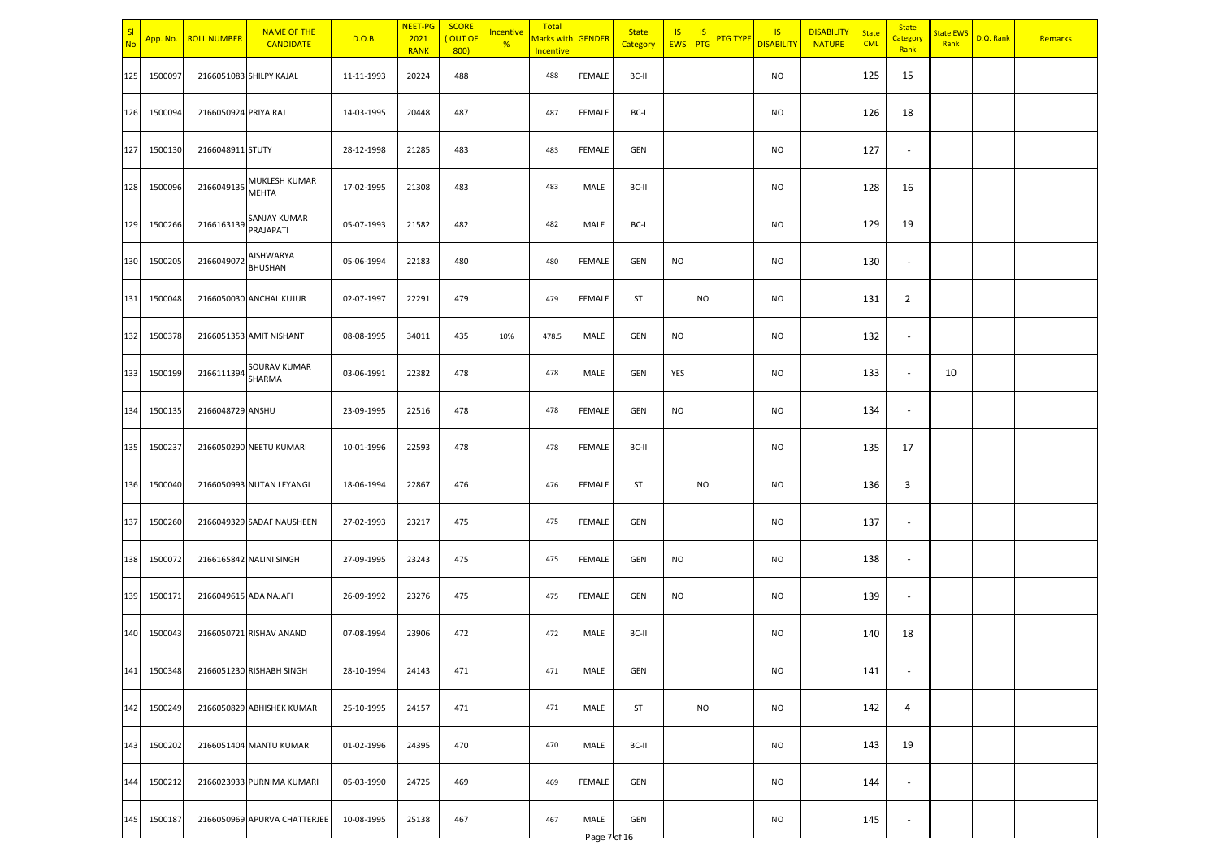| Sl No | App. No. | ROLL NUMBER | NAME OF THE CANDIDATE | D.O.B. | NEET-PG 2021 RANK | SCORE ( OUT OF 800) | Incentive % | Total Marks with Incentive | GENDER | State Category | IS EWS | IS PTG | PTG TYPE | IS DISABILITY | DISABILITY NATURE | State CML | State Category Rank | State EWS Rank | D.Q. Rank | Remarks |
|---|---|---|---|---|---|---|---|---|---|---|---|---|---|---|---|---|---|---|---|---|
| 125 | 1500097 | 2166051083 | SHILPY KAJAL | 11-11-1993 | 20224 | 488 | | 488 | FEMALE | BC-II | | | | NO | | 125 | 15 | | | |
| 126 | 1500094 | 2166050924 | PRIYA RAJ | 14-03-1995 | 20448 | 487 | | 487 | FEMALE | BC-I | | | | NO | | 126 | 18 | | | |
| 127 | 1500130 | 2166048911 | STUTY | 28-12-1998 | 21285 | 483 | | 483 | FEMALE | GEN | | | | NO | | 127 | - | | | |
| 128 | 1500096 | 2166049135 | MUKLESH KUMAR MEHTA | 17-02-1995 | 21308 | 483 | | 483 | MALE | BC-II | | | | NO | | 128 | 16 | | | |
| 129 | 1500266 | 2166163139 | SANJAY KUMAR PRAJAPATI | 05-07-1993 | 21582 | 482 | | 482 | MALE | BC-I | | | | NO | | 129 | 19 | | | |
| 130 | 1500205 | 2166049072 | AISHWARYA BHUSHAN | 05-06-1994 | 22183 | 480 | | 480 | FEMALE | GEN | NO | | | NO | | 130 | - | | | |
| 131 | 1500048 | 2166050030 | ANCHAL KUJUR | 02-07-1997 | 22291 | 479 | | 479 | FEMALE | ST | | NO | | NO | | 131 | 2 | | | |
| 132 | 1500378 | 2166051353 | AMIT NISHANT | 08-08-1995 | 34011 | 435 | 10% | 478.5 | MALE | GEN | NO | | | NO | | 132 | - | | | |
| 133 | 1500199 | 2166111394 | SOURAV KUMAR SHARMA | 03-06-1991 | 22382 | 478 | | 478 | MALE | GEN | YES | | | NO | | 133 | - | 10 | | |
| 134 | 1500135 | 2166048729 | ANSHU | 23-09-1995 | 22516 | 478 | | 478 | FEMALE | GEN | NO | | | NO | | 134 | - | | | |
| 135 | 1500237 | 2166050290 | NEETU KUMARI | 10-01-1996 | 22593 | 478 | | 478 | FEMALE | BC-II | | | | NO | | 135 | 17 | | | |
| 136 | 1500040 | 2166050993 | NUTAN LEYANGI | 18-06-1994 | 22867 | 476 | | 476 | FEMALE | ST | | NO | | NO | | 136 | 3 | | | |
| 137 | 1500260 | 2166049329 | SADAF NAUSHEEN | 27-02-1993 | 23217 | 475 | | 475 | FEMALE | GEN | | | | NO | | 137 | - | | | |
| 138 | 1500072 | 2166165842 | NALINI SINGH | 27-09-1995 | 23243 | 475 | | 475 | FEMALE | GEN | NO | | | NO | | 138 | - | | | |
| 139 | 1500171 | 2166049615 | ADA NAJAFI | 26-09-1992 | 23276 | 475 | | 475 | FEMALE | GEN | NO | | | NO | | 139 | - | | | |
| 140 | 1500043 | 2166050721 | RISHAV ANAND | 07-08-1994 | 23906 | 472 | | 472 | MALE | BC-II | | | | NO | | 140 | 18 | | | |
| 141 | 1500348 | 2166051230 | RISHABH SINGH | 28-10-1994 | 24143 | 471 | | 471 | MALE | GEN | | | | NO | | 141 | - | | | |
| 142 | 1500249 | 2166050829 | ABHISHEK KUMAR | 25-10-1995 | 24157 | 471 | | 471 | MALE | ST | | NO | | NO | | 142 | 4 | | | |
| 143 | 1500202 | 2166051404 | MANTU KUMAR | 01-02-1996 | 24395 | 470 | | 470 | MALE | BC-II | | | | NO | | 143 | 19 | | | |
| 144 | 1500212 | 2166023933 | PURNIMA KUMARI | 05-03-1990 | 24725 | 469 | | 469 | FEMALE | GEN | | | | NO | | 144 | - | | | |
| 145 | 1500187 | 2166050969 | APURVA CHATTERJEE | 10-08-1995 | 25138 | 467 | | 467 | MALE | GEN | | | | NO | | 145 | - | | | |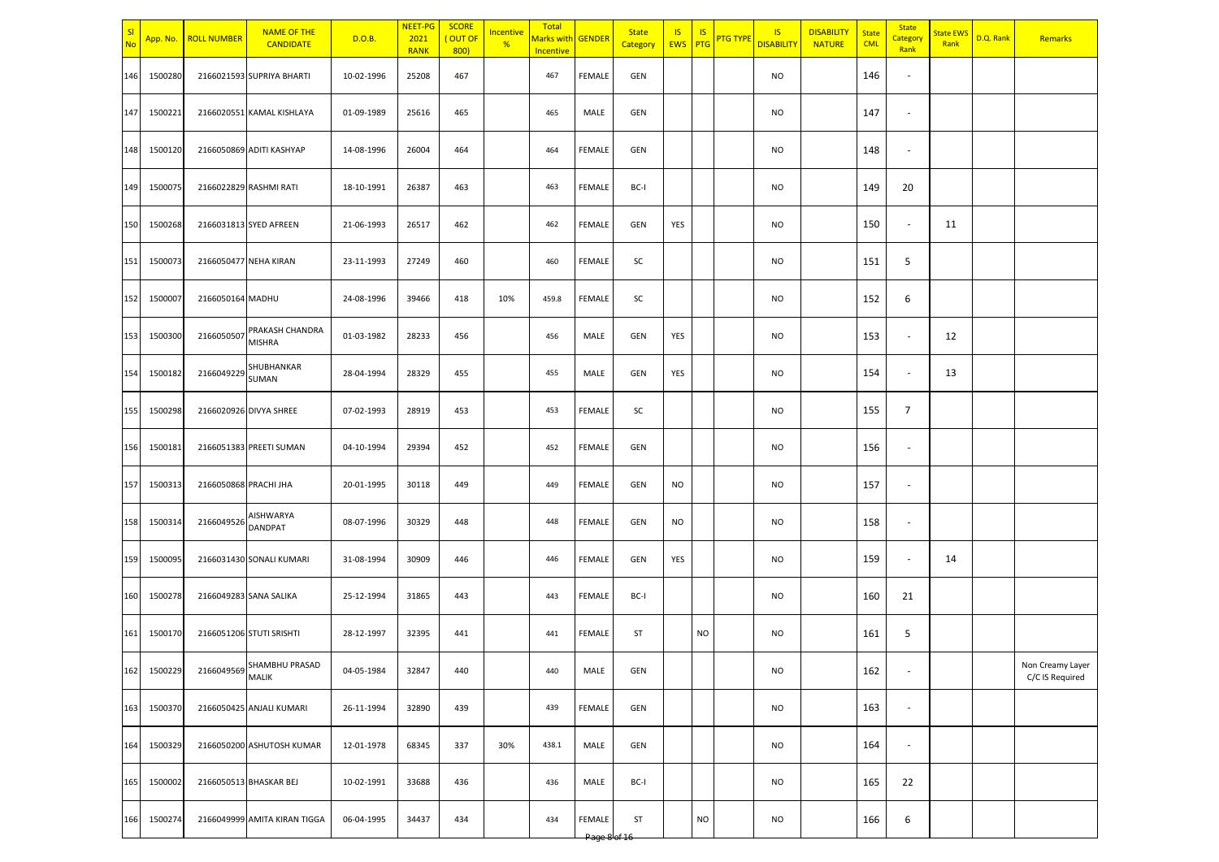| Sl No | App. No. | ROLL NUMBER | NAME OF THE CANDIDATE | D.O.B. | NEET-PG 2021 RANK | SCORE ( OUT OF 800) | Incentive % | Total Marks with Incentive | GENDER | State Category | IS EWS | IS PTG | PTG TYPE | IS DISABILITY | DISABILITY NATURE | State CML | State Category Rank | State EWS Rank | D.Q. Rank | Remarks |
|---|---|---|---|---|---|---|---|---|---|---|---|---|---|---|---|---|---|---|---|---|
| 146 | 1500280 | 2166021593 | SUPRIYA BHARTI | 10-02-1996 | 25208 | 467 | | 467 | FEMALE | GEN | | | | NO | | 146 | - | | | |
| 147 | 1500221 | 2166020551 | KAMAL KISHLAYA | 01-09-1989 | 25616 | 465 | | 465 | MALE | GEN | | | | NO | | 147 | - | | | |
| 148 | 1500120 | 2166050869 | ADITI KASHYAP | 14-08-1996 | 26004 | 464 | | 464 | FEMALE | GEN | | | | NO | | 148 | - | | | |
| 149 | 1500075 | 2166022829 | RASHMI RATI | 18-10-1991 | 26387 | 463 | | 463 | FEMALE | BC-I | | | | NO | | 149 | 20 | | | |
| 150 | 1500268 | 2166031813 | SYED AFREEN | 21-06-1993 | 26517 | 462 | | 462 | FEMALE | GEN | YES | | | NO | | 150 | - | 11 | | |
| 151 | 1500073 | 2166050477 | NEHA KIRAN | 23-11-1993 | 27249 | 460 | | 460 | FEMALE | SC | | | | NO | | 151 | 5 | | | |
| 152 | 1500007 | 2166050164 | MADHU | 24-08-1996 | 39466 | 418 | 10% | 459.8 | FEMALE | SC | | | | NO | | 152 | 6 | | | |
| 153 | 1500300 | 2166050507 | PRAKASH CHANDRA MISHRA | 01-03-1982 | 28233 | 456 | | 456 | MALE | GEN | YES | | | NO | | 153 | - | 12 | | |
| 154 | 1500182 | 2166049229 | SHUBHANKAR SUMAN | 28-04-1994 | 28329 | 455 | | 455 | MALE | GEN | YES | | | NO | | 154 | - | 13 | | |
| 155 | 1500298 | 2166020926 | DIVYA SHREE | 07-02-1993 | 28919 | 453 | | 453 | FEMALE | SC | | | | NO | | 155 | 7 | | | |
| 156 | 1500181 | 2166051383 | PREETI SUMAN | 04-10-1994 | 29394 | 452 | | 452 | FEMALE | GEN | | | | NO | | 156 | - | | | |
| 157 | 1500313 | 2166050868 | PRACHI JHA | 20-01-1995 | 30118 | 449 | | 449 | FEMALE | GEN | NO | | | NO | | 157 | - | | | |
| 158 | 1500314 | 2166049526 | AISHWARYA DANDPAT | 08-07-1996 | 30329 | 448 | | 448 | FEMALE | GEN | NO | | | NO | | 158 | - | | | |
| 159 | 1500095 | 2166031430 | SONALI KUMARI | 31-08-1994 | 30909 | 446 | | 446 | FEMALE | GEN | YES | | | NO | | 159 | - | 14 | | |
| 160 | 1500278 | 2166049283 | SANA SALIKA | 25-12-1994 | 31865 | 443 | | 443 | FEMALE | BC-I | | | | NO | | 160 | 21 | | | |
| 161 | 1500170 | 2166051206 | STUTI SRISHTI | 28-12-1997 | 32395 | 441 | | 441 | FEMALE | ST | | NO | | NO | | 161 | 5 | | | |
| 162 | 1500229 | 2166049569 | SHAMBHU PRASAD MALIK | 04-05-1984 | 32847 | 440 | | 440 | MALE | GEN | | | | NO | | 162 | - | | | Non Creamy Layer C/C IS Required |
| 163 | 1500370 | 2166050425 | ANJALI KUMARI | 26-11-1994 | 32890 | 439 | | 439 | FEMALE | GEN | | | | NO | | 163 | - | | | |
| 164 | 1500329 | 2166050200 | ASHUTOSH KUMAR | 12-01-1978 | 68345 | 337 | 30% | 438.1 | MALE | GEN | | | | NO | | 164 | - | | | |
| 165 | 1500002 | 2166050513 | BHASKAR BEJ | 10-02-1991 | 33688 | 436 | | 436 | MALE | BC-I | | | | NO | | 165 | 22 | | | |
| 166 | 1500274 | 2166049999 | AMITA KIRAN TIGGA | 06-04-1995 | 34437 | 434 | | 434 | FEMALE | ST | | NO | | NO | | 166 | 6 | | | |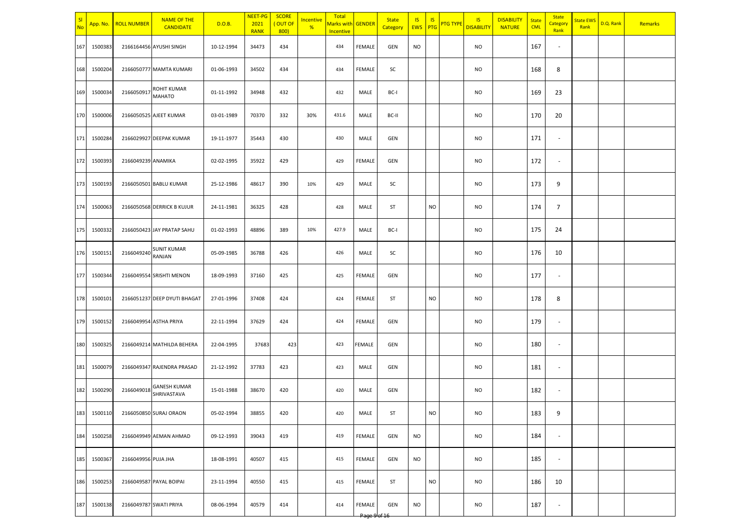| Sl No | App. No. | ROLL NUMBER | NAME OF THE CANDIDATE | D.O.B. | NEET-PG 2021 RANK | SCORE ( OUT OF 800) | Incentive % | Total Marks with Incentive | GENDER | State Category | IS EWS | IS PTG | PTG TYPE | IS DISABILITY | DISABILITY NATURE | State CML | State Category Rank | State EWS Rank | D.Q. Rank | Remarks |
|---|---|---|---|---|---|---|---|---|---|---|---|---|---|---|---|---|---|---|---|---|
| 167 | 1500383 | 2166164456 | AYUSHI SINGH | 10-12-1994 | 34473 | 434 | | 434 | FEMALE | GEN | NO | | | NO | | 167 | - | | | |
| 168 | 1500204 | 2166050777 | MAMTA KUMARI | 01-06-1993 | 34502 | 434 | | 434 | FEMALE | SC | | | | NO | | 168 | 8 | | | |
| 169 | 1500034 | 2166050917 | ROHIT KUMAR MAHATO | 01-11-1992 | 34948 | 432 | | 432 | MALE | BC-I | | | | NO | | 169 | 23 | | | |
| 170 | 1500006 | 2166050525 | AJEET KUMAR | 03-01-1989 | 70370 | 332 | 30% | 431.6 | MALE | BC-II | | | | NO | | 170 | 20 | | | |
| 171 | 1500284 | 2166029927 | DEEPAK KUMAR | 19-11-1977 | 35443 | 430 | | 430 | MALE | GEN | | | | NO | | 171 | - | | | |
| 172 | 1500393 | 2166049239 | ANAMIKA | 02-02-1995 | 35922 | 429 | | 429 | FEMALE | GEN | | | | NO | | 172 | - | | | |
| 173 | 1500193 | 2166050501 | BABLU KUMAR | 25-12-1986 | 48617 | 390 | 10% | 429 | MALE | SC | | | | NO | | 173 | 9 | | | |
| 174 | 1500063 | 2166050568 | DERRICK B KUJUR | 24-11-1981 | 36325 | 428 | | 428 | MALE | ST | | NO | | NO | | 174 | 7 | | | |
| 175 | 1500332 | 2166050423 | JAY PRATAP SAHU | 01-02-1993 | 48896 | 389 | 10% | 427.9 | MALE | BC-I | | | | NO | | 175 | 24 | | | |
| 176 | 1500151 | 2166049240 | SUNIT KUMAR RANJAN | 05-09-1985 | 36788 | 426 | | 426 | MALE | SC | | | | NO | | 176 | 10 | | | |
| 177 | 1500344 | 2166049554 | SRISHTI MENON | 18-09-1993 | 37160 | 425 | | 425 | FEMALE | GEN | | | | NO | | 177 | - | | | |
| 178 | 1500101 | 2166051237 | DEEP DYUTI BHAGAT | 27-01-1996 | 37408 | 424 | | 424 | FEMALE | ST | | NO | | NO | | 178 | 8 | | | |
| 179 | 1500152 | 2166049954 | ASTHA PRIYA | 22-11-1994 | 37629 | 424 | | 424 | FEMALE | GEN | | | | NO | | 179 | - | | | |
| 180 | 1500325 | 2166049214 | MATHILDA BEHERA | 22-04-1995 | 37683 | 423 | | 423 | FEMALE | GEN | | | | NO | | 180 | - | | | |
| 181 | 1500079 | 2166049347 | RAJENDRA PRASAD | 21-12-1992 | 37783 | 423 | | 423 | MALE | GEN | | | | NO | | 181 | - | | | |
| 182 | 1500290 | 2166049018 | GANESH KUMAR SHRIVASTAVA | 15-01-1988 | 38670 | 420 | | 420 | MALE | GEN | | | | NO | | 182 | - | | | |
| 183 | 1500110 | 2166050850 | SURAJ ORAON | 05-02-1994 | 38855 | 420 | | 420 | MALE | ST | | NO | | NO | | 183 | 9 | | | |
| 184 | 1500258 | 2166049949 | AEMAN AHMAD | 09-12-1993 | 39043 | 419 | | 419 | FEMALE | GEN | NO | | | NO | | 184 | - | | | |
| 185 | 1500367 | 2166049956 | PUJA JHA | 18-08-1991 | 40507 | 415 | | 415 | FEMALE | GEN | NO | | | NO | | 185 | - | | | |
| 186 | 1500253 | 2166049587 | PAYAL BOIPAI | 23-11-1994 | 40550 | 415 | | 415 | FEMALE | ST | | NO | | NO | | 186 | 10 | | | |
| 187 | 1500138 | 2166049787 | SWATI PRIYA | 08-06-1994 | 40579 | 414 | | 414 | FEMALE | GEN | NO | | | NO | | 187 | - | | | |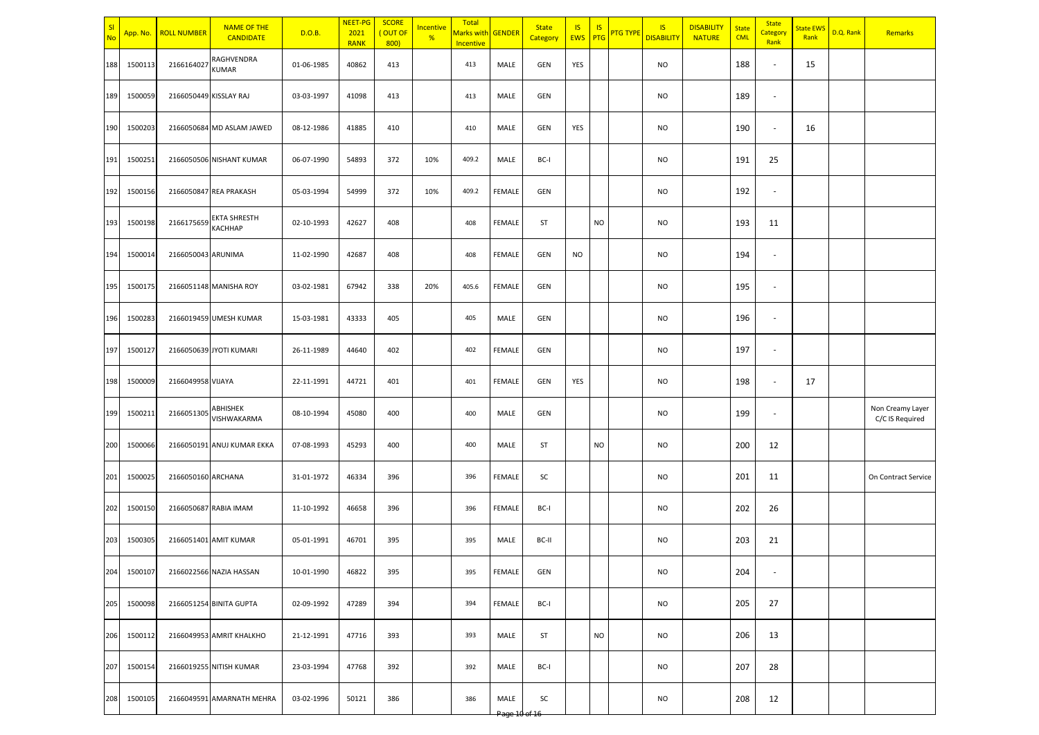| Sl No | App. No. | ROLL NUMBER | NAME OF THE CANDIDATE | D.O.B. | NEET-PG 2021 RANK | SCORE ( OUT OF 800) | Incentive % | Total Marks with Incentive | GENDER | State Category | IS EWS | IS PTG | PTG TYPE | IS DISABILITY | DISABILITY NATURE | State CML | State Category Rank | State EWS Rank | D.Q. Rank | Remarks |
|---|---|---|---|---|---|---|---|---|---|---|---|---|---|---|---|---|---|---|---|---|
| 188 | 1500113 | 2166164027 | RAGHVENDRA KUMAR | 01-06-1985 | 40862 | 413 | | 413 | MALE | GEN | YES | | | NO | | 188 | - | 15 | | |
| 189 | 1500059 | 2166050449 | KISSLAY RAJ | 03-03-1997 | 41098 | 413 | | 413 | MALE | GEN | | | | NO | | 189 | - | | | |
| 190 | 1500203 | 2166050684 | MD ASLAM JAWED | 08-12-1986 | 41885 | 410 | | 410 | MALE | GEN | YES | | | NO | | 190 | - | 16 | | |
| 191 | 1500251 | 2166050506 | NISHANT KUMAR | 06-07-1990 | 54893 | 372 | 10% | 409.2 | MALE | BC-I | | | | NO | | 191 | 25 | | | |
| 192 | 1500156 | 2166050847 | REA PRAKASH | 05-03-1994 | 54999 | 372 | 10% | 409.2 | FEMALE | GEN | | | | NO | | 192 | - | | | |
| 193 | 1500198 | 2166175659 | EKTA SHRESTH KACHHAP | 02-10-1993 | 42627 | 408 | | 408 | FEMALE | ST | | NO | | NO | | 193 | 11 | | | |
| 194 | 1500014 | 2166050043 | ARUNIMA | 11-02-1990 | 42687 | 408 | | 408 | FEMALE | GEN | NO | | | NO | | 194 | - | | | |
| 195 | 1500175 | 2166051148 | MANISHA ROY | 03-02-1981 | 67942 | 338 | 20% | 405.6 | FEMALE | GEN | | | | NO | | 195 | - | | | |
| 196 | 1500283 | 2166019459 | UMESH KUMAR | 15-03-1981 | 43333 | 405 | | 405 | MALE | GEN | | | | NO | | 196 | - | | | |
| 197 | 1500127 | 2166050639 | JYOTI KUMARI | 26-11-1989 | 44640 | 402 | | 402 | FEMALE | GEN | | | | NO | | 197 | - | | | |
| 198 | 1500009 | 2166049958 | VIJAYA | 22-11-1991 | 44721 | 401 | | 401 | FEMALE | GEN | YES | | | NO | | 198 | - | 17 | | |
| 199 | 1500211 | 2166051305 | ABHISHEK VISHWAKARMA | 08-10-1994 | 45080 | 400 | | 400 | MALE | GEN | | | | NO | | 199 | - | | | Non Creamy Layer C/C IS Required |
| 200 | 1500066 | 2166050191 | ANUJ KUMAR EKKA | 07-08-1993 | 45293 | 400 | | 400 | MALE | ST | | NO | | NO | | 200 | 12 | | | |
| 201 | 1500025 | 2166050160 | ARCHANA | 31-01-1972 | 46334 | 396 | | 396 | FEMALE | SC | | | | NO | | 201 | 11 | | | On Contract Service |
| 202 | 1500150 | 2166050687 | RABIA IMAM | 11-10-1992 | 46658 | 396 | | 396 | FEMALE | BC-I | | | | NO | | 202 | 26 | | | |
| 203 | 1500305 | 2166051401 | AMIT KUMAR | 05-01-1991 | 46701 | 395 | | 395 | MALE | BC-II | | | | NO | | 203 | 21 | | | |
| 204 | 1500107 | 2166022566 | NAZIA HASSAN | 10-01-1990 | 46822 | 395 | | 395 | FEMALE | GEN | | | | NO | | 204 | - | | | |
| 205 | 1500098 | 2166051254 | BINITA GUPTA | 02-09-1992 | 47289 | 394 | | 394 | FEMALE | BC-I | | | | NO | | 205 | 27 | | | |
| 206 | 1500112 | 2166049953 | AMRIT KHALKHO | 21-12-1991 | 47716 | 393 | | 393 | MALE | ST | | NO | | NO | | 206 | 13 | | | |
| 207 | 1500154 | 2166019255 | NITISH KUMAR | 23-03-1994 | 47768 | 392 | | 392 | MALE | BC-I | | | | NO | | 207 | 28 | | | |
| 208 | 1500105 | 2166049591 | AMARNATH MEHRA | 03-02-1996 | 50121 | 386 | | 386 | MALE | SC | | | | NO | | 208 | 12 | | | |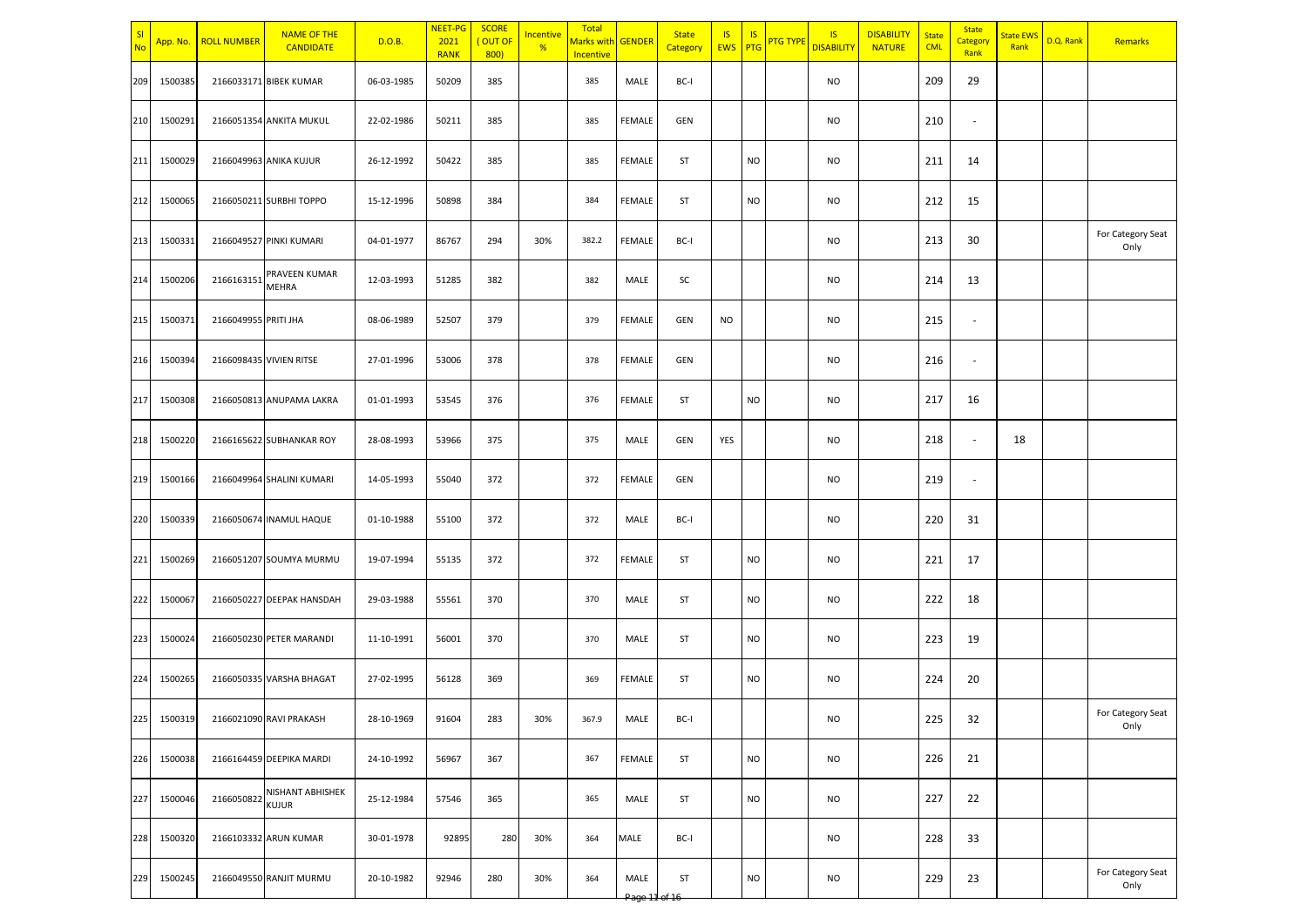| Sl No | App. No. | ROLL NUMBER | NAME OF THE CANDIDATE | D.O.B. | NEET-PG 2021 RANK | SCORE ( OUT OF 800) | Incentive % | Total Marks with Incentive | GENDER | State Category | IS EWS | IS PTG | PTG TYPE | IS DISABILITY | DISABILITY NATURE | State CML | State Category Rank | State EWS Rank | D.Q. Rank | Remarks |
|---|---|---|---|---|---|---|---|---|---|---|---|---|---|---|---|---|---|---|---|---|
| 209 | 1500385 | 2166033171 | BIBEK KUMAR | 06-03-1985 | 50209 | 385 | | 385 | MALE | BC-I | | | | NO | | 209 | 29 | | | |
| 210 | 1500291 | 2166051354 | ANKITA MUKUL | 22-02-1986 | 50211 | 385 | | 385 | FEMALE | GEN | | | | NO | | 210 | - | | | |
| 211 | 1500029 | 2166049963 | ANIKA KUJUR | 26-12-1992 | 50422 | 385 | | 385 | FEMALE | ST | | NO | | NO | | 211 | 14 | | | |
| 212 | 1500065 | 2166050211 | SURBHI TOPPO | 15-12-1996 | 50898 | 384 | | 384 | FEMALE | ST | | NO | | NO | | 212 | 15 | | | |
| 213 | 1500331 | 2166049527 | PINKI KUMARI | 04-01-1977 | 86767 | 294 | 30% | 382.2 | FEMALE | BC-I | | | | NO | | 213 | 30 | | | For Category Seat Only |
| 214 | 1500206 | 2166163151 | PRAVEEN KUMAR MEHRA | 12-03-1993 | 51285 | 382 | | 382 | MALE | SC | | | | NO | | 214 | 13 | | | |
| 215 | 1500371 | 2166049955 | PRITI JHA | 08-06-1989 | 52507 | 379 | | 379 | FEMALE | GEN | NO | | | NO | | 215 | - | | | |
| 216 | 1500394 | 2166098435 | VIVIEN RITSE | 27-01-1996 | 53006 | 378 | | 378 | FEMALE | GEN | | | | NO | | 216 | - | | | |
| 217 | 1500308 | 2166050813 | ANUPAMA LAKRA | 01-01-1993 | 53545 | 376 | | 376 | FEMALE | ST | | NO | | NO | | 217 | 16 | | | |
| 218 | 1500220 | 2166165622 | SUBHANKAR ROY | 28-08-1993 | 53966 | 375 | | 375 | MALE | GEN | YES | | | NO | | 218 | - | 18 | | |
| 219 | 1500166 | 2166049964 | SHALINI KUMARI | 14-05-1993 | 55040 | 372 | | 372 | FEMALE | GEN | | | | NO | | 219 | - | | | |
| 220 | 1500339 | 2166050674 | INAMUL HAQUE | 01-10-1988 | 55100 | 372 | | 372 | MALE | BC-I | | | | NO | | 220 | 31 | | | |
| 221 | 1500269 | 2166051207 | SOUMYA MURMU | 19-07-1994 | 55135 | 372 | | 372 | FEMALE | ST | | NO | | NO | | 221 | 17 | | | |
| 222 | 1500067 | 2166050227 | DEEPAK HANSDAH | 29-03-1988 | 55561 | 370 | | 370 | MALE | ST | | NO | | NO | | 222 | 18 | | | |
| 223 | 1500024 | 2166050230 | PETER MARANDI | 11-10-1991 | 56001 | 370 | | 370 | MALE | ST | | NO | | NO | | 223 | 19 | | | |
| 224 | 1500265 | 2166050335 | VARSHA BHAGAT | 27-02-1995 | 56128 | 369 | | 369 | FEMALE | ST | | NO | | NO | | 224 | 20 | | | |
| 225 | 1500319 | 2166021090 | RAVI PRAKASH | 28-10-1969 | 91604 | 283 | 30% | 367.9 | MALE | BC-I | | | | NO | | 225 | 32 | | | For Category Seat Only |
| 226 | 1500038 | 2166164459 | DEEPIKA MARDI | 24-10-1992 | 56967 | 367 | | 367 | FEMALE | ST | | NO | | NO | | 226 | 21 | | | |
| 227 | 1500046 | 2166050822 | NISHANT ABHISHEK KUJUR | 25-12-1984 | 57546 | 365 | | 365 | MALE | ST | | NO | | NO | | 227 | 22 | | | |
| 228 | 1500320 | 2166103332 | ARUN KUMAR | 30-01-1978 | 92895 | 280 | 30% | 364 | MALE | BC-I | | | | NO | | 228 | 33 | | | |
| 229 | 1500245 | 2166049550 | RANJIT MURMU | 20-10-1982 | 92946 | 280 | 30% | 364 | MALE | ST | | NO | | NO | | 229 | 23 | | | For Category Seat Only |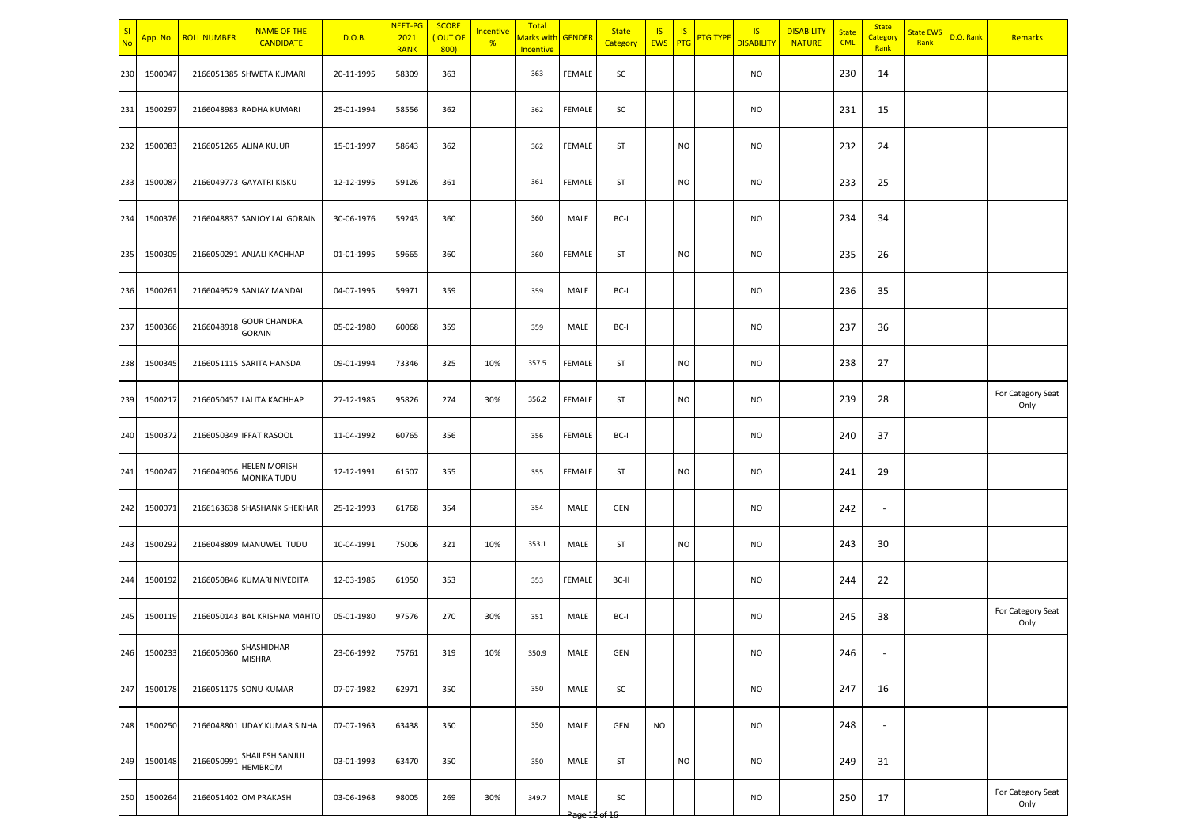| Sl No | App. No. | ROLL NUMBER | NAME OF THE CANDIDATE | D.O.B. | NEET-PG 2021 RANK | SCORE ( OUT OF 800) | Incentive % | Total Marks with Incentive | GENDER | State Category | IS EWS | IS PTG | PTG TYPE | IS DISABILITY | DISABILITY NATURE | State CML | State Category Rank | State EWS Rank | D.Q. Rank | Remarks |
|---|---|---|---|---|---|---|---|---|---|---|---|---|---|---|---|---|---|---|---|---|
| 230 | 1500047 | 2166051385 | SHWETA KUMARI | 20-11-1995 | 58309 | 363 | | 363 | FEMALE | SC | | | | NO | | 230 | 14 | | | |
| 231 | 1500297 | 2166048983 | RADHA KUMARI | 25-01-1994 | 58556 | 362 | | 362 | FEMALE | SC | | | | NO | | 231 | 15 | | | |
| 232 | 1500083 | 2166051265 | ALINA KUJUR | 15-01-1997 | 58643 | 362 | | 362 | FEMALE | ST | | NO | | NO | | 232 | 24 | | | |
| 233 | 1500087 | 2166049773 | GAYATRI KISKU | 12-12-1995 | 59126 | 361 | | 361 | FEMALE | ST | | NO | | NO | | 233 | 25 | | | |
| 234 | 1500376 | 2166048837 | SANJOY LAL GORAIN | 30-06-1976 | 59243 | 360 | | 360 | MALE | BC-I | | | | NO | | 234 | 34 | | | |
| 235 | 1500309 | 2166050291 | ANJALI KACHHAP | 01-01-1995 | 59665 | 360 | | 360 | FEMALE | ST | | NO | | NO | | 235 | 26 | | | |
| 236 | 1500261 | 2166049529 | SANJAY MANDAL | 04-07-1995 | 59971 | 359 | | 359 | MALE | BC-I | | | | NO | | 236 | 35 | | | |
| 237 | 1500366 | 2166048918 | GOUR CHANDRA GORAIN | 05-02-1980 | 60068 | 359 | | 359 | MALE | BC-I | | | | NO | | 237 | 36 | | | |
| 238 | 1500345 | 2166051115 | SARITA HANSDA | 09-01-1994 | 73346 | 325 | 10% | 357.5 | FEMALE | ST | | NO | | NO | | 238 | 27 | | | |
| 239 | 1500217 | 2166050457 | LALITA KACHHAP | 27-12-1985 | 95826 | 274 | 30% | 356.2 | FEMALE | ST | | NO | | NO | | 239 | 28 | | | For Category Seat Only |
| 240 | 1500372 | 2166050349 | IFFAT RASOOL | 11-04-1992 | 60765 | 356 | | 356 | FEMALE | BC-I | | | | NO | | 240 | 37 | | | |
| 241 | 1500247 | 2166049056 | HELEN MORISH MONIKA TUDU | 12-12-1991 | 61507 | 355 | | 355 | FEMALE | ST | | NO | | NO | | 241 | 29 | | | |
| 242 | 1500071 | 2166163638 | SHASHANK SHEKHAR | 25-12-1993 | 61768 | 354 | | 354 | MALE | GEN | | | | NO | | 242 | - | | | |
| 243 | 1500292 | 2166048809 | MANUWEL TUDU | 10-04-1991 | 75006 | 321 | 10% | 353.1 | MALE | ST | | NO | | NO | | 243 | 30 | | | |
| 244 | 1500192 | 2166050846 | KUMARI NIVEDITA | 12-03-1985 | 61950 | 353 | | 353 | FEMALE | BC-II | | | | NO | | 244 | 22 | | | |
| 245 | 1500119 | 2166050143 | BAL KRISHNA MAHTO | 05-01-1980 | 97576 | 270 | 30% | 351 | MALE | BC-I | | | | NO | | 245 | 38 | | | For Category Seat Only |
| 246 | 1500233 | 2166050360 | SHASHIDHAR MISHRA | 23-06-1992 | 75761 | 319 | 10% | 350.9 | MALE | GEN | | | | NO | | 246 | - | | | |
| 247 | 1500178 | 2166051175 | SONU KUMAR | 07-07-1982 | 62971 | 350 | | 350 | MALE | SC | | | | NO | | 247 | 16 | | | |
| 248 | 1500250 | 2166048801 | UDAY KUMAR SINHA | 07-07-1963 | 63438 | 350 | | 350 | MALE | GEN | NO | | | NO | | 248 | - | | | |
| 249 | 1500148 | 2166050991 | SHAILESH SANJUL HEMBROM | 03-01-1993 | 63470 | 350 | | 350 | MALE | ST | | NO | | NO | | 249 | 31 | | | |
| 250 | 1500264 | 2166051402 | OM PRAKASH | 03-06-1968 | 98005 | 269 | 30% | 349.7 | MALE | SC | | | | NO | | 250 | 17 | | | For Category Seat Only |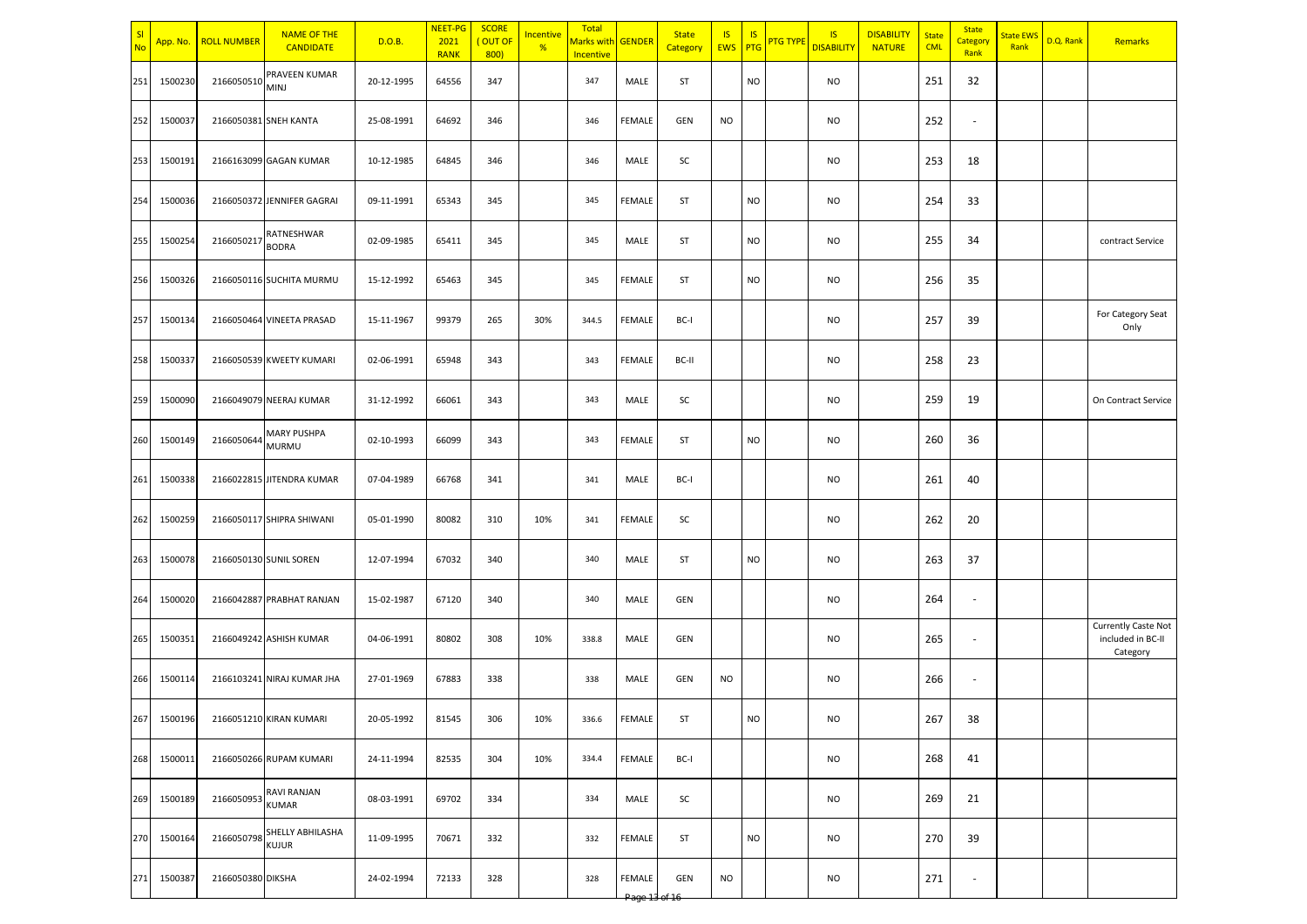| Sl No | App. No. | ROLL NUMBER | NAME OF THE CANDIDATE | D.O.B. | NEET-PG 2021 RANK | SCORE ( OUT OF 800) | Incentive % | Total Marks with Incentive | GENDER | State Category | IS EWS | IS PTG | PTG TYPE | IS DISABILITY | DISABILITY NATURE | State CML | State Category Rank | State EWS Rank | D.Q. Rank | Remarks |
|---|---|---|---|---|---|---|---|---|---|---|---|---|---|---|---|---|---|---|---|---|
| 251 | 1500230 | 2166050510 | PRAVEEN KUMAR MINJ | 20-12-1995 | 64556 | 347 | | 347 | MALE | ST | | NO | | NO | | 251 | 32 | | | |
| 252 | 1500037 | 2166050381 | SNEH KANTA | 25-08-1991 | 64692 | 346 | | 346 | FEMALE | GEN | NO | | | NO | | 252 | - | | | |
| 253 | 1500191 | 2166163099 | GAGAN KUMAR | 10-12-1985 | 64845 | 346 | | 346 | MALE | SC | | | | NO | | 253 | 18 | | | |
| 254 | 1500036 | 2166050372 | JENNIFER GAGRAI | 09-11-1991 | 65343 | 345 | | 345 | FEMALE | ST | | NO | | NO | | 254 | 33 | | | |
| 255 | 1500254 | 2166050217 | RATNESHWAR BODRA | 02-09-1985 | 65411 | 345 | | 345 | MALE | ST | | NO | | NO | | 255 | 34 | | | contract Service |
| 256 | 1500326 | 2166050116 | SUCHITA MURMU | 15-12-1992 | 65463 | 345 | | 345 | FEMALE | ST | | NO | | NO | | 256 | 35 | | | |
| 257 | 1500134 | 2166050464 | VINEETA PRASAD | 15-11-1967 | 99379 | 265 | 30% | 344.5 | FEMALE | BC-I | | | | NO | | 257 | 39 | | | For Category Seat Only |
| 258 | 1500337 | 2166050539 | KWEETY KUMARI | 02-06-1991 | 65948 | 343 | | 343 | FEMALE | BC-II | | | | NO | | 258 | 23 | | | |
| 259 | 1500090 | 2166049079 | NEERAJ KUMAR | 31-12-1992 | 66061 | 343 | | 343 | MALE | SC | | | | NO | | 259 | 19 | | | On Contract Service |
| 260 | 1500149 | 2166050644 | MARY PUSHPA MURMU | 02-10-1993 | 66099 | 343 | | 343 | FEMALE | ST | | NO | | NO | | 260 | 36 | | | |
| 261 | 1500338 | 2166022815 | JITENDRA KUMAR | 07-04-1989 | 66768 | 341 | | 341 | MALE | BC-I | | | | NO | | 261 | 40 | | | |
| 262 | 1500259 | 2166050117 | SHIPRA SHIWANI | 05-01-1990 | 80082 | 310 | 10% | 341 | FEMALE | SC | | | | NO | | 262 | 20 | | | |
| 263 | 1500078 | 2166050130 | SUNIL SOREN | 12-07-1994 | 67032 | 340 | | 340 | MALE | ST | | NO | | NO | | 263 | 37 | | | |
| 264 | 1500020 | 2166042887 | PRABHAT RANJAN | 15-02-1987 | 67120 | 340 | | 340 | MALE | GEN | | | | NO | | 264 | - | | | |
| 265 | 1500351 | 2166049242 | ASHISH KUMAR | 04-06-1991 | 80802 | 308 | 10% | 338.8 | MALE | GEN | | | | NO | | 265 | - | | | Currently Caste Not included in BC-II Category |
| 266 | 1500114 | 2166103241 | NIRAJ KUMAR JHA | 27-01-1969 | 67883 | 338 | | 338 | MALE | GEN | NO | | | NO | | 266 | - | | | |
| 267 | 1500196 | 2166051210 | KIRAN KUMARI | 20-05-1992 | 81545 | 306 | 10% | 336.6 | FEMALE | ST | | NO | | NO | | 267 | 38 | | | |
| 268 | 1500011 | 2166050266 | RUPAM KUMARI | 24-11-1994 | 82535 | 304 | 10% | 334.4 | FEMALE | BC-I | | | | NO | | 268 | 41 | | | |
| 269 | 1500189 | 2166050953 | RAVI RANJAN KUMAR | 08-03-1991 | 69702 | 334 | | 334 | MALE | SC | | | | NO | | 269 | 21 | | | |
| 270 | 1500164 | 2166050798 | SHELLY ABHILASHA KUJUR | 11-09-1995 | 70671 | 332 | | 332 | FEMALE | ST | | NO | | NO | | 270 | 39 | | | |
| 271 | 1500387 | 2166050380 | DIKSHA | 24-02-1994 | 72133 | 328 | | 328 | FEMALE | GEN | NO | | | NO | | 271 | - | | | |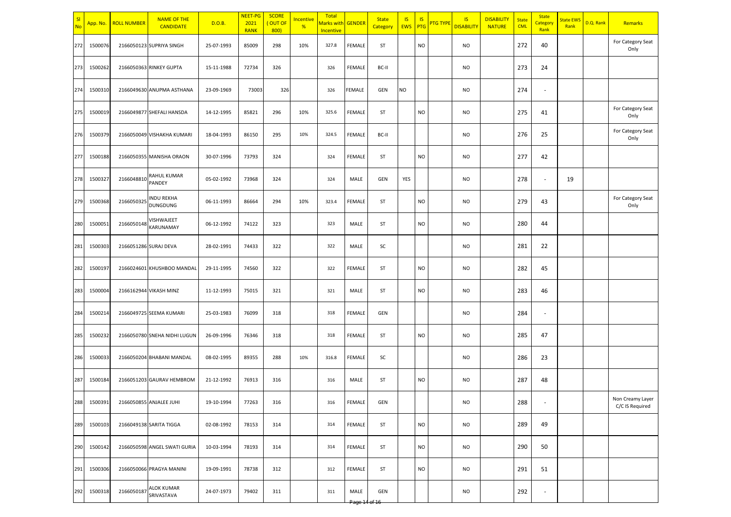| Sl No | App. No. | ROLL NUMBER | NAME OF THE CANDIDATE | D.O.B. | NEET-PG 2021 RANK | SCORE ( OUT OF 800) | Incentive % | Total Marks with Incentive | GENDER | State Category | IS EWS | IS PTG | PTG TYPE | IS DISABILITY | DISABILITY NATURE | State CML | State Category Rank | State EWS Rank | D.Q. Rank | Remarks |
|---|---|---|---|---|---|---|---|---|---|---|---|---|---|---|---|---|---|---|---|---|
| 272 | 1500076 | 2166050123 | SUPRIYA SINGH | 25-07-1993 | 85009 | 298 | 10% | 327.8 | FEMALE | ST | | NO | | NO | | 272 | 40 | | | For Category Seat Only |
| 273 | 1500262 | 2166050363 | RINKEY GUPTA | 15-11-1988 | 72734 | 326 | | 326 | FEMALE | BC-II | | | | NO | | 273 | 24 | | | |
| 274 | 1500310 | 2166049630 | ANUPMA ASTHANA | 23-09-1969 | 73003 | 326 | | 326 | FEMALE | GEN | NO | | | NO | | 274 | - | | | |
| 275 | 1500019 | 2166049877 | SHEFALI HANSDA | 14-12-1995 | 85821 | 296 | 10% | 325.6 | FEMALE | ST | | NO | | NO | | 275 | 41 | | | For Category Seat Only |
| 276 | 1500379 | 2166050049 | VISHAKHA KUMARI | 18-04-1993 | 86150 | 295 | 10% | 324.5 | FEMALE | BC-II | | | | NO | | 276 | 25 | | | For Category Seat Only |
| 277 | 1500188 | 2166050355 | MANISHA ORAON | 30-07-1996 | 73793 | 324 | | 324 | FEMALE | ST | | NO | | NO | | 277 | 42 | | | |
| 278 | 1500327 | 2166048810 | RAHUL KUMAR PANDEY | 05-02-1992 | 73968 | 324 | | 324 | MALE | GEN | YES | | | NO | | 278 | - | 19 | | |
| 279 | 1500368 | 2166050325 | INDU REKHA DUNGDUNG | 06-11-1993 | 86664 | 294 | 10% | 323.4 | FEMALE | ST | | NO | | NO | | 279 | 43 | | | For Category Seat Only |
| 280 | 1500051 | 2166050148 | VISHWAJEET KARUNAMAY | 06-12-1992 | 74122 | 323 | | 323 | MALE | ST | | NO | | NO | | 280 | 44 | | | |
| 281 | 1500303 | 2166051286 | SURAJ DEVA | 28-02-1991 | 74433 | 322 | | 322 | MALE | SC | | | | NO | | 281 | 22 | | | |
| 282 | 1500197 | 2166024601 | KHUSHBOO MANDAL | 29-11-1995 | 74560 | 322 | | 322 | FEMALE | ST | | NO | | NO | | 282 | 45 | | | |
| 283 | 1500004 | 2166162944 | VIKASH MINZ | 11-12-1993 | 75015 | 321 | | 321 | MALE | ST | | NO | | NO | | 283 | 46 | | | |
| 284 | 1500214 | 2166049725 | SEEMA KUMARI | 25-03-1983 | 76099 | 318 | | 318 | FEMALE | GEN | | | | NO | | 284 | - | | | |
| 285 | 1500232 | 2166050780 | SNEHA NIDHI LUGUN | 26-09-1996 | 76346 | 318 | | 318 | FEMALE | ST | | NO | | NO | | 285 | 47 | | | |
| 286 | 1500033 | 2166050204 | BHABANI MANDAL | 08-02-1995 | 89355 | 288 | 10% | 316.8 | FEMALE | SC | | | | NO | | 286 | 23 | | | |
| 287 | 1500184 | 2166051203 | GAURAV HEMBROM | 21-12-1992 | 76913 | 316 | | 316 | MALE | ST | | NO | | NO | | 287 | 48 | | | |
| 288 | 1500391 | 2166050855 | ANJALEE JUHI | 19-10-1994 | 77263 | 316 | | 316 | FEMALE | GEN | | | | NO | | 288 | - | | | Non Creamy Layer C/C IS Required |
| 289 | 1500103 | 2166049138 | SARITA TIGGA | 02-08-1992 | 78153 | 314 | | 314 | FEMALE | ST | | NO | | NO | | 289 | 49 | | | |
| 290 | 1500142 | 2166050598 | ANGEL SWATI GURIA | 10-03-1994 | 78193 | 314 | | 314 | FEMALE | ST | | NO | | NO | | 290 | 50 | | | |
| 291 | 1500306 | 2166050066 | PRAGYA MANINI | 19-09-1991 | 78738 | 312 | | 312 | FEMALE | ST | | NO | | NO | | 291 | 51 | | | |
| 292 | 1500318 | 2166050187 | ALOK KUMAR SRIVASTAVA | 24-07-1973 | 79402 | 311 | | 311 | MALE | GEN | | | | NO | | 292 | - | | | |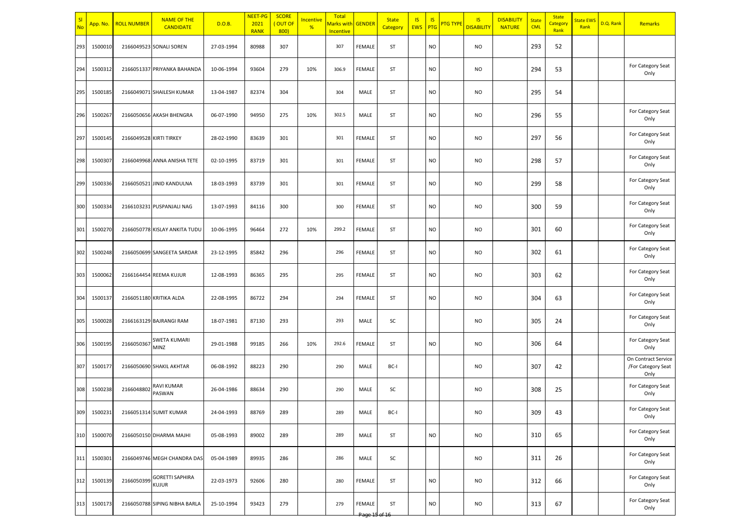| Sl No | App. No. | ROLL NUMBER | NAME OF THE CANDIDATE | D.O.B. | NEET-PG 2021 RANK | SCORE ( OUT OF 800) | Incentive % | Total Marks with Incentive | GENDER | State Category | IS EWS | IS PTG | PTG TYPE | IS DISABILITY | DISABILITY NATURE | State CML | State Category Rank | State EWS Rank | D.Q. Rank | Remarks |
|---|---|---|---|---|---|---|---|---|---|---|---|---|---|---|---|---|---|---|---|---|
| 293 | 1500010 | 2166049523 | SONALI SOREN | 27-03-1994 | 80988 | 307 | | 307 | FEMALE | ST | | NO | | NO | | 293 | 52 | | | |
| 294 | 1500312 | 2166051337 | PRIYANKA BAHANDA | 10-06-1994 | 93604 | 279 | 10% | 306.9 | FEMALE | ST | | NO | | NO | | 294 | 53 | | | For Category Seat Only |
| 295 | 1500185 | 2166049071 | SHAILESH KUMAR | 13-04-1987 | 82374 | 304 | | 304 | MALE | ST | | NO | | NO | | 295 | 54 | | | |
| 296 | 1500267 | 2166050656 | AKASH BHENGRA | 06-07-1990 | 94950 | 275 | 10% | 302.5 | MALE | ST | | NO | | NO | | 296 | 55 | | | For Category Seat Only |
| 297 | 1500145 | 2166049528 | KIRTI TIRKEY | 28-02-1990 | 83639 | 301 | | 301 | FEMALE | ST | | NO | | NO | | 297 | 56 | | | For Category Seat Only |
| 298 | 1500307 | 2166049968 | ANNA ANISHA TETE | 02-10-1995 | 83719 | 301 | | 301 | FEMALE | ST | | NO | | NO | | 298 | 57 | | | For Category Seat Only |
| 299 | 1500336 | 2166050521 | JINID KANDULNA | 18-03-1993 | 83739 | 301 | | 301 | FEMALE | ST | | NO | | NO | | 299 | 58 | | | For Category Seat Only |
| 300 | 1500334 | 2166103231 | PUSPANJALI NAG | 13-07-1993 | 84116 | 300 | | 300 | FEMALE | ST | | NO | | NO | | 300 | 59 | | | For Category Seat Only |
| 301 | 1500270 | 2166050778 | KISLAY ANKITA TUDU | 10-06-1995 | 96464 | 272 | 10% | 299.2 | FEMALE | ST | | NO | | NO | | 301 | 60 | | | For Category Seat Only |
| 302 | 1500248 | 2166050699 | SANGEETA SARDAR | 23-12-1995 | 85842 | 296 | | 296 | FEMALE | ST | | NO | | NO | | 302 | 61 | | | For Category Seat Only |
| 303 | 1500062 | 2166164454 | REEMA KUJUR | 12-08-1993 | 86365 | 295 | | 295 | FEMALE | ST | | NO | | NO | | 303 | 62 | | | For Category Seat Only |
| 304 | 1500137 | 2166051180 | KRITIKA ALDA | 22-08-1995 | 86722 | 294 | | 294 | FEMALE | ST | | NO | | NO | | 304 | 63 | | | For Category Seat Only |
| 305 | 1500028 | 2166163129 | BAJRANGI RAM | 18-07-1981 | 87130 | 293 | | 293 | MALE | SC | | | | NO | | 305 | 24 | | | For Category Seat Only |
| 306 | 1500195 | 2166050367 | SWETA KUMARI MINZ | 29-01-1988 | 99185 | 266 | 10% | 292.6 | FEMALE | ST | | NO | | NO | | 306 | 64 | | | For Category Seat Only |
| 307 | 1500177 | 2166050690 | SHAKIL AKHTAR | 06-08-1992 | 88223 | 290 | | 290 | MALE | BC-I | | | | NO | | 307 | 42 | | | On Contract Service /For Category Seat Only |
| 308 | 1500238 | 2166048802 | RAVI KUMAR PASWAN | 26-04-1986 | 88634 | 290 | | 290 | MALE | SC | | | | NO | | 308 | 25 | | | For Category Seat Only |
| 309 | 1500231 | 2166051314 | SUMIT KUMAR | 24-04-1993 | 88769 | 289 | | 289 | MALE | BC-I | | | | NO | | 309 | 43 | | | For Category Seat Only |
| 310 | 1500070 | 2166050150 | DHARMA MAJHI | 05-08-1993 | 89002 | 289 | | 289 | MALE | ST | | NO | | NO | | 310 | 65 | | | For Category Seat Only |
| 311 | 1500301 | 2166049746 | MEGH CHANDRA DAS | 05-04-1989 | 89935 | 286 | | 286 | MALE | SC | | | | NO | | 311 | 26 | | | For Category Seat Only |
| 312 | 1500139 | 2166050399 | GORETTI SAPHIRA KUJUR | 22-03-1973 | 92606 | 280 | | 280 | FEMALE | ST | | NO | | NO | | 312 | 66 | | | For Category Seat Only |
| 313 | 1500173 | 2166050788 | SIPING NIBHA BARLA | 25-10-1994 | 93423 | 279 | | 279 | FEMALE | ST | | NO | | NO | | 313 | 67 | | | For Category Seat Only |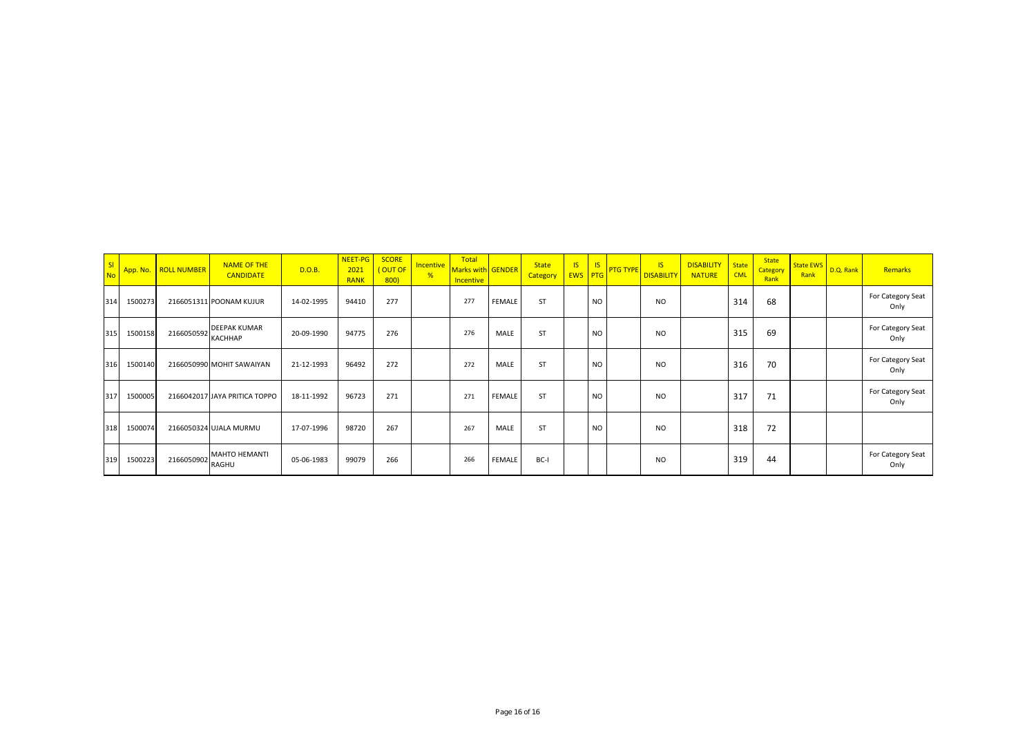| Sl No | App. No. | ROLL NUMBER | NAME OF THE CANDIDATE | D.O.B. | NEET-PG 2021 RANK | SCORE ( OUT OF 800) | Incentive % | Total Marks with Incentive | GENDER | State Category | IS EWS | IS PTG | PTG TYPE | IS DISABILITY | DISABILITY NATURE | State CML | State Category Rank | State EWS Rank | D.Q. Rank | Remarks |
|---|---|---|---|---|---|---|---|---|---|---|---|---|---|---|---|---|---|---|---|---|
| 314 | 1500273 | 2166051311 | POONAM KUJUR | 14-02-1995 | 94410 | 277 | | 277 | FEMALE | ST | | NO | | NO | | 314 | 68 | | | For Category Seat Only |
| 315 | 1500158 | 2166050592 | DEEPAK KUMAR KACHHAP | 20-09-1990 | 94775 | 276 | | 276 | MALE | ST | | NO | | NO | | 315 | 69 | | | For Category Seat Only |
| 316 | 1500140 | 2166050990 | MOHIT SAWAIYAN | 21-12-1993 | 96492 | 272 | | 272 | MALE | ST | | NO | | NO | | 316 | 70 | | | For Category Seat Only |
| 317 | 1500005 | 2166042017 | JAYA PRITICA TOPPO | 18-11-1992 | 96723 | 271 | | 271 | FEMALE | ST | | NO | | NO | | 317 | 71 | | | For Category Seat Only |
| 318 | 1500074 | 2166050324 | UJALA MURMU | 17-07-1996 | 98720 | 267 | | 267 | MALE | ST | | NO | | NO | | 318 | 72 | | | |
| 319 | 1500223 | 2166050902 | MAHTO HEMANTI RAGHU | 05-06-1983 | 99079 | 266 | | 266 | FEMALE | BC-I | | | | NO | | 319 | 44 | | | For Category Seat Only |